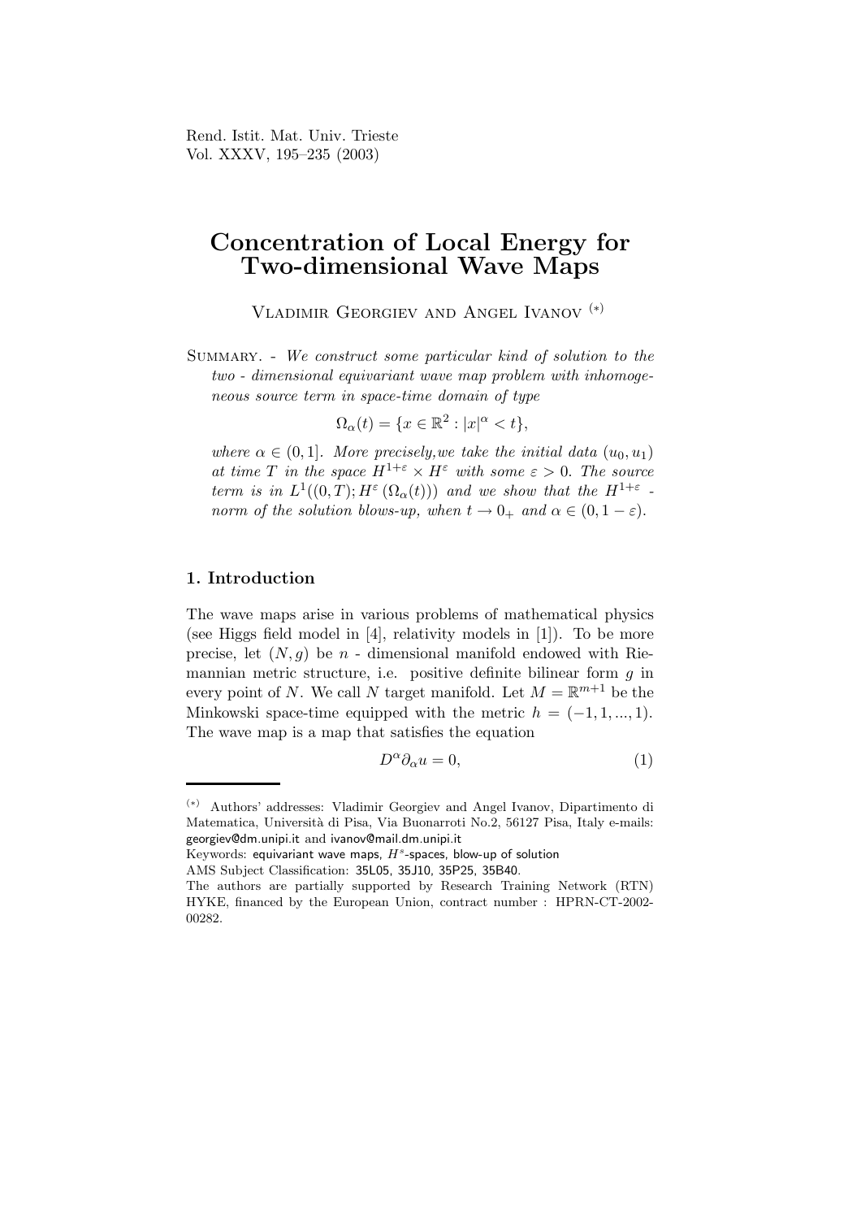Rend. Istit. Mat. Univ. Trieste
Vol. XXXV, 195–235 (2003)

# Concentration of Local Energy for Two-dimensional Wave Maps

Vladimir Georgiev and Angel Ivanov [(*)]

Summary. - *We construct some particular kind of solution to the two - dimensional equivariant wave map problem with inhomogeneous source term in space-time domain of type*

$$\Omega_\alpha(t) = \{x \in \mathbb{R}^2 : |x|^\alpha < t\},$$

*where $\alpha \in (0, 1]$. More precisely,we take the initial data $(u_0, u_1)$ at time $T$ in the space $H^{1+\varepsilon} \times H^\varepsilon$ with some $\varepsilon > 0$. The source term is in $L^1((0, T); H^\varepsilon(\Omega_\alpha(t)))$ and we show that the $H^{1+\varepsilon}$ - norm of the solution blows-up, when $t \to 0_+$ and $\alpha \in (0, 1-\varepsilon)$.*

## 1. Introduction

The wave maps arise in various problems of mathematical physics (see Higgs field model in [4], relativity models in [1]). To be more precise, let $(N, g)$ be $n$ - dimensional manifold endowed with Riemannian metric structure, i.e. positive definite bilinear form $g$ in every point of $N$. We call $N$ target manifold. Let $M = \mathbb{R}^{m+1}$ be the Minkowski space-time equipped with the metric $h = (-1, 1, ..., 1)$. The wave map is a map that satisfies the equation

$$D^\alpha \partial_\alpha u = 0, \tag{1}$$

---

(*) Authors' addresses: Vladimir Georgiev and Angel Ivanov, Dipartimento di Matematica, Università di Pisa, Via Buonarroti No.2, 56127 Pisa, Italy e-mails: georgiev@dm.unipi.it and ivanov@mail.dm.unipi.it

Keywords: equivariant wave maps, $H^s$-spaces, blow-up of solution

AMS Subject Classification: 35L05, 35J10, 35P25, 35B40.

The authors are partially supported by Research Training Network (RTN) HYKE, financed by the European Union, contract number : HPRN-CT-2002-00282.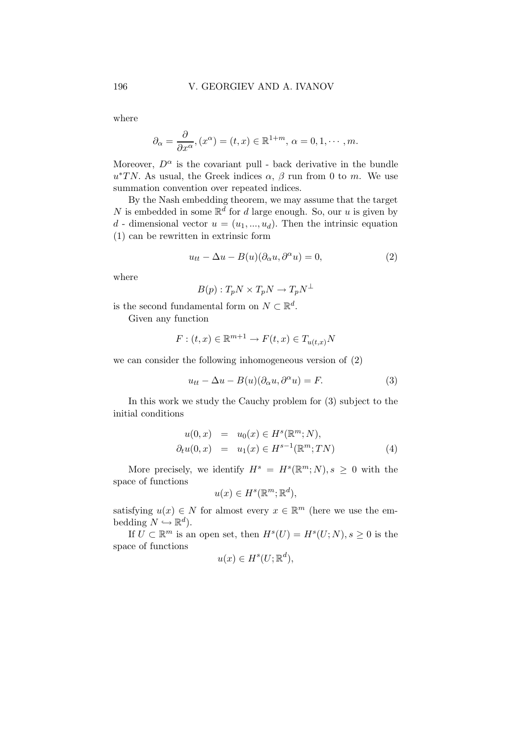where

$$\partial_\alpha = \frac{\partial}{\partial x^\alpha}, (x^\alpha) = (t, x) \in \mathbb{R}^{1+m}, \ \alpha = 0, 1, \cdots, m.$$

Moreover, $D^\alpha$ is the covariant pull - back derivative in the bundle $u^*TN$. As usual, the Greek indices $\alpha$, $\beta$ run from 0 to $m$. We use summation convention over repeated indices.

By the Nash embedding theorem, we may assume that the target $N$ is embedded in some $\mathbb{R}^d$ for $d$ large enough. So, our $u$ is given by $d$ - dimensional vector $u = (u_1, ..., u_d)$. Then the intrinsic equation (1) can be rewritten in extrinsic form

$$u_{tt} - \Delta u - B(u)(\partial_\alpha u, \partial^\alpha u) = 0, \tag{2}$$

where

$$B(p) : T_pN \times T_pN \to T_pN^\perp$$

is the second fundamental form on $N \subset \mathbb{R}^d$.

Given any function

$$F : (t, x) \in \mathbb{R}^{m+1} \to F(t, x) \in T_{u(t,x)}N$$

we can consider the following inhomogeneous version of (2)

$$u_{tt} - \Delta u - B(u)(\partial_\alpha u, \partial^\alpha u) = F. \tag{3}$$

In this work we study the Cauchy problem for (3) subject to the initial conditions

$$\begin{aligned} u(0, x) &= u_0(x) \in H^s(\mathbb{R}^m; N), \\ \partial_t u(0, x) &= u_1(x) \in H^{s-1}(\mathbb{R}^m; TN) \end{aligned} \tag{4}$$

More precisely, we identify $H^s = H^s(\mathbb{R}^m; N), s \geq 0$ with the space of functions

$$u(x) \in H^s(\mathbb{R}^m; \mathbb{R}^d),$$

satisfying $u(x) \in N$ for almost every $x \in \mathbb{R}^m$ (here we use the embedding $N \hookrightarrow \mathbb{R}^d$).

If $U \subset \mathbb{R}^m$ is an open set, then $H^s(U) = H^s(U; N), s \geq 0$ is the space of functions

$$u(x) \in H^s(U; \mathbb{R}^d),$$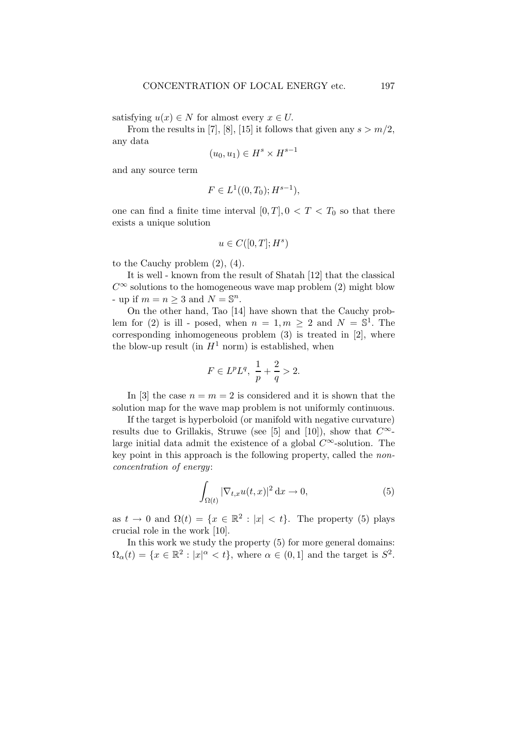satisfying $u(x) \in N$ for almost every $x \in U$.

From the results in [7], [8], [15] it follows that given any $s > m/2$, any data

$$(u_0, u_1) \in H^s \times H^{s-1}$$

and any source term

$$F \in L^1((0, T_0); H^{s-1}),$$

one can find a finite time interval $[0, T], 0 < T < T_0$ so that there exists a unique solution

$$u \in C([0, T]; H^s)$$

to the Cauchy problem (2), (4).

It is well - known from the result of Shatah [12] that the classical $C^\infty$ solutions to the homogeneous wave map problem (2) might blow - up if $m = n \geq 3$ and $N = \mathbb{S}^n$.

On the other hand, Tao [14] have shown that the Cauchy problem for (2) is ill - posed, when $n = 1, m \geq 2$ and $N = \mathbb{S}^1$. The corresponding inhomogeneous problem (3) is treated in [2], where the blow-up result (in $H^1$ norm) is established, when

$$F \in L^p L^q, \; \frac{1}{p} + \frac{2}{q} > 2.$$

In [3] the case $n = m = 2$ is considered and it is shown that the solution map for the wave map problem is not uniformly continuous.

If the target is hyperboloid (or manifold with negative curvature) results due to Grillakis, Struwe (see [5] and [10]), show that $C^\infty$-large initial data admit the existence of a global $C^\infty$-solution. The key point in this approach is the following property, called the *non-concentration of energy*:

$$\int_{\Omega(t)} |\nabla_{t,x} u(t, x)|^2 \, \mathrm{d}x \to 0, \tag{5}$$

as $t \to 0$ and $\Omega(t) = \{x \in \mathbb{R}^2 : |x| < t\}$. The property (5) plays crucial role in the work [10].

In this work we study the property (5) for more general domains: $\Omega_\alpha(t) = \{x \in \mathbb{R}^2 : |x|^\alpha < t\}$, where $\alpha \in (0, 1]$ and the target is $S^2$.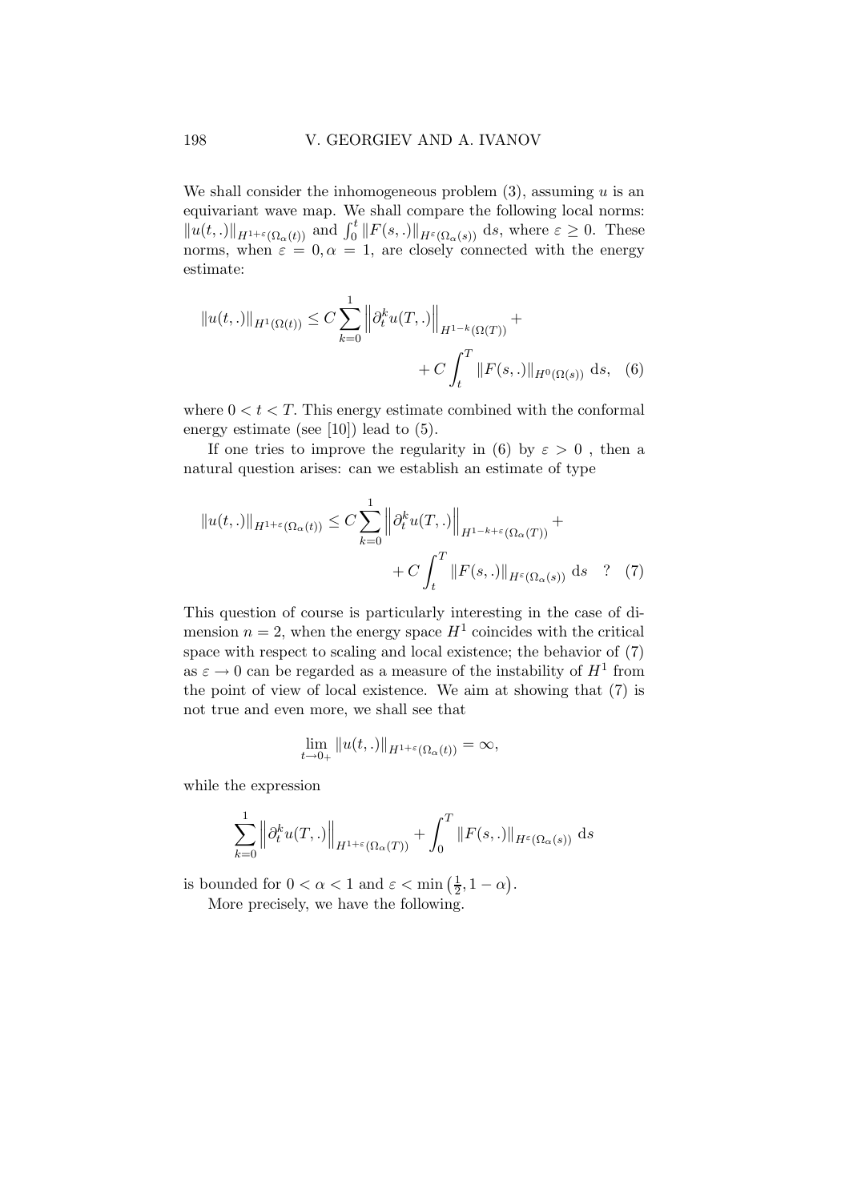We shall consider the inhomogeneous problem (3), assuming $u$ is an equivariant wave map. We shall compare the following local norms: $\|u(t,.)\|_{H^{1+\varepsilon}(\Omega_\alpha(t))}$ and $\int_0^t \|F(s,.)\|_{H^\varepsilon(\Omega_\alpha(s))}\, \mathrm{d}s$, where $\varepsilon \geq 0$. These norms, when $\varepsilon = 0, \alpha = 1$, are closely connected with the energy estimate:

$$\|u(t,.)\|_{H^1(\Omega(t))} \leq C \sum_{k=0}^{1} \left\| \partial_t^k u(T,.) \right\|_{H^{1-k}(\Omega(T))} + \\ + C \int_t^T \|F(s,.)\|_{H^0(\Omega(s))}\, \mathrm{d}s, \quad (6)$$

where $0 < t < T$. This energy estimate combined with the conformal energy estimate (see [10]) lead to (5).

If one tries to improve the regularity in (6) by $\varepsilon > 0$ , then a natural question arises: can we establish an estimate of type

$$\|u(t,.)\|_{H^{1+\varepsilon}(\Omega_\alpha(t))} \leq C \sum_{k=0}^{1} \left\| \partial_t^k u(T,.) \right\|_{H^{1-k+\varepsilon}(\Omega_\alpha(T))} + \\ + C \int_t^T \|F(s,.)\|_{H^\varepsilon(\Omega_\alpha(s))}\, \mathrm{d}s \quad ? \quad (7)$$

This question of course is particularly interesting in the case of dimension $n = 2$, when the energy space $H^1$ coincides with the critical space with respect to scaling and local existence; the behavior of (7) as $\varepsilon \to 0$ can be regarded as a measure of the instability of $H^1$ from the point of view of local existence. We aim at showing that (7) is not true and even more, we shall see that

$$\lim_{t \to 0_+} \|u(t,.)\|_{H^{1+\varepsilon}(\Omega_\alpha(t))} = \infty,$$

while the expression

$$\sum_{k=0}^{1} \left\| \partial_t^k u(T,.) \right\|_{H^{1+\varepsilon}(\Omega_\alpha(T))} + \int_0^T \|F(s,.)\|_{H^\varepsilon(\Omega_\alpha(s))}\, \mathrm{d}s$$

is bounded for $0 < \alpha < 1$ and $\varepsilon < \min\left(\frac{1}{2}, 1 - \alpha\right)$.

More precisely, we have the following.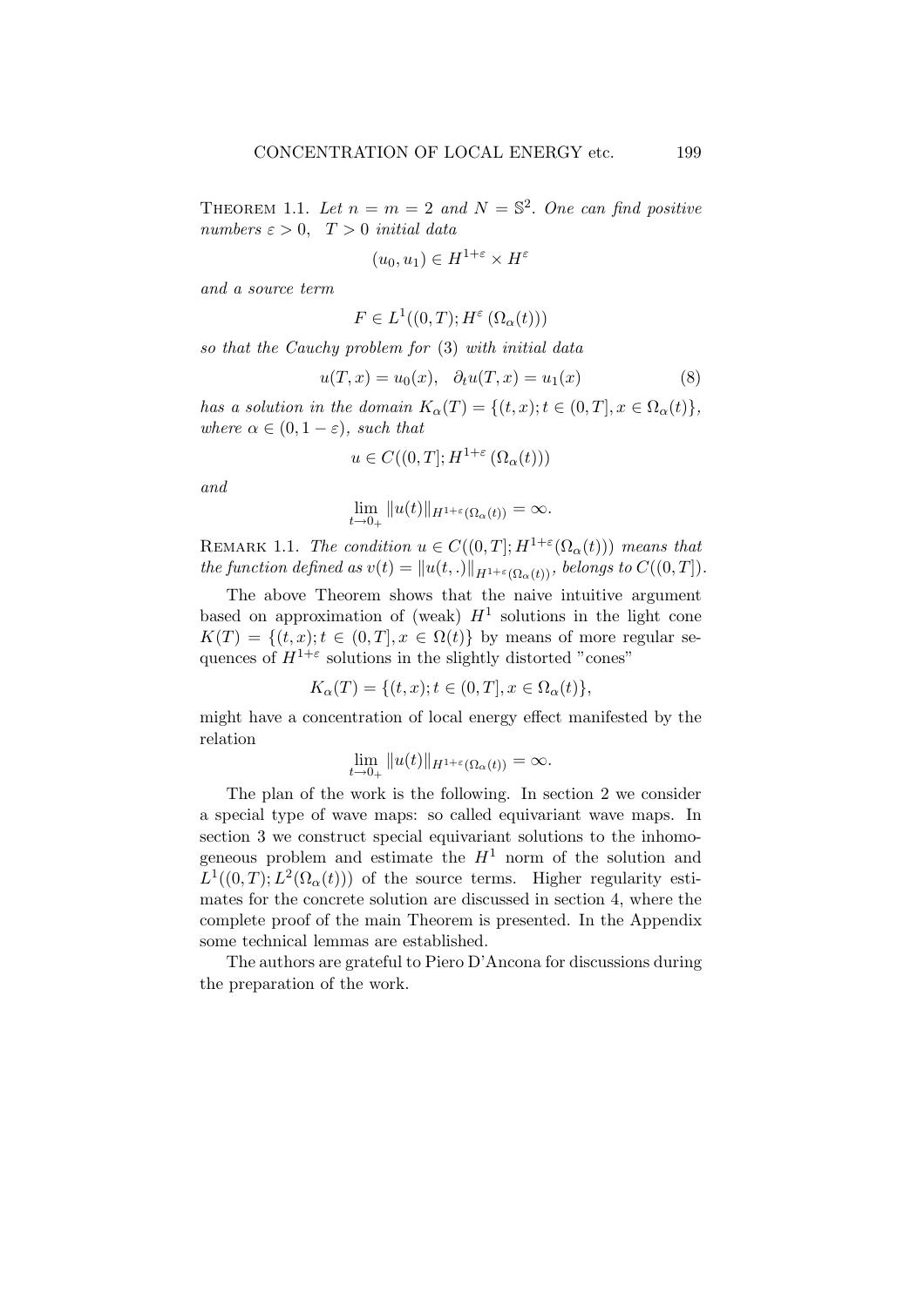**Theorem 1.1.** *Let $n = m = 2$ and $N = \mathbb{S}^2$. One can find positive numbers $\varepsilon > 0$, $T > 0$ initial data*

$$(u_0, u_1) \in H^{1+\varepsilon} \times H^{\varepsilon}$$

*and a source term*

$$F \in L^1((0,T); H^{\varepsilon}(\Omega_\alpha(t)))$$

*so that the Cauchy problem for* (3) *with initial data*

$$u(T,x) = u_0(x), \quad \partial_t u(T,x) = u_1(x) \tag{8}$$

*has a solution in the domain $K_\alpha(T) = \{(t,x); t \in (0,T], x \in \Omega_\alpha(t)\}$, where $\alpha \in (0, 1-\varepsilon)$, such that*

$$u \in C((0,T]; H^{1+\varepsilon}(\Omega_\alpha(t)))$$

*and*

$$\lim_{t \to 0_+} \|u(t)\|_{H^{1+\varepsilon}(\Omega_\alpha(t))} = \infty.$$

**Remark 1.1.** *The condition $u \in C((0,T]; H^{1+\varepsilon}(\Omega_\alpha(t)))$ means that the function defined as $v(t) = \|u(t,.)\|_{H^{1+\varepsilon}(\Omega_\alpha(t))}$, belongs to $C((0,T])$.*

The above Theorem shows that the naive intuitive argument based on approximation of (weak) $H^1$ solutions in the light cone $K(T) = \{(t,x); t \in (0,T], x \in \Omega(t)\}$ by means of more regular sequences of $H^{1+\varepsilon}$ solutions in the slightly distorted "cones"

$$K_\alpha(T) = \{(t,x); t \in (0,T], x \in \Omega_\alpha(t)\},$$

might have a concentration of local energy effect manifested by the relation

$$\lim_{t \to 0_+} \|u(t)\|_{H^{1+\varepsilon}(\Omega_\alpha(t))} = \infty.$$

The plan of the work is the following. In section 2 we consider a special type of wave maps: so called equivariant wave maps. In section 3 we construct special equivariant solutions to the inhomogeneous problem and estimate the $H^1$ norm of the solution and $L^1((0,T); L^2(\Omega_\alpha(t)))$ of the source terms. Higher regularity estimates for the concrete solution are discussed in section 4, where the complete proof of the main Theorem is presented. In the Appendix some technical lemmas are established.

The authors are grateful to Piero D'Ancona for discussions during the preparation of the work.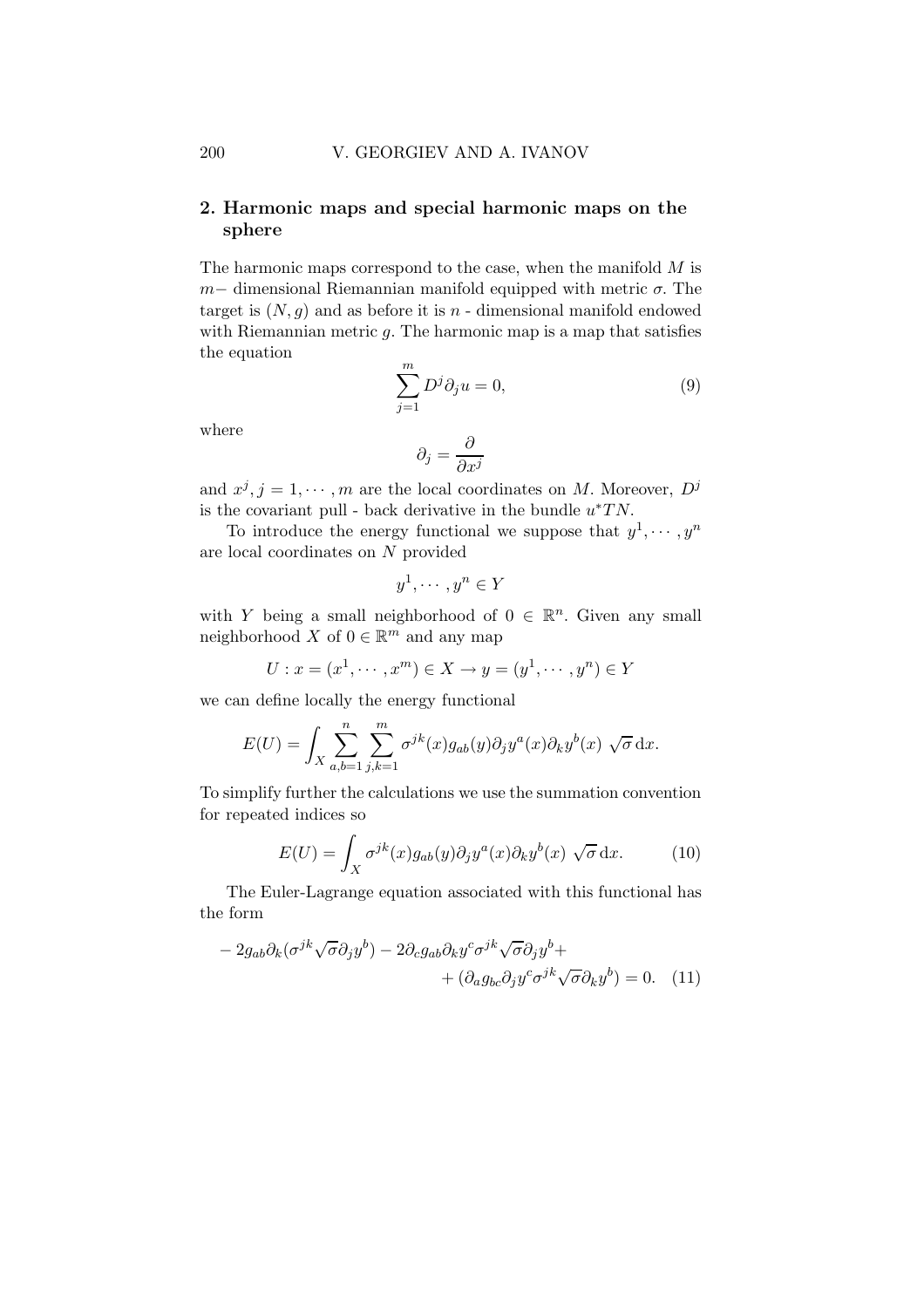## 2. Harmonic maps and special harmonic maps on the sphere

The harmonic maps correspond to the case, when the manifold $M$ is $m-$ dimensional Riemannian manifold equipped with metric $\sigma$. The target is $(N, g)$ and as before it is $n$ - dimensional manifold endowed with Riemannian metric $g$. The harmonic map is a map that satisfies the equation

$$\sum_{j=1}^{m} D^j \partial_j u = 0, \tag{9}$$

where

$$\partial_j = \frac{\partial}{\partial x^j}$$

and $x^j, j = 1, \cdots, m$ are the local coordinates on $M$. Moreover, $D^j$ is the covariant pull - back derivative in the bundle $u^*TN$.

To introduce the energy functional we suppose that $y^1, \cdots, y^n$ are local coordinates on $N$ provided

$$y^1, \cdots, y^n \in Y$$

with $Y$ being a small neighborhood of $0 \in \mathbb{R}^n$. Given any small neighborhood $X$ of $0 \in \mathbb{R}^m$ and any map

$$U : x = (x^1, \cdots, x^m) \in X \to y = (y^1, \cdots, y^n) \in Y$$

we can define locally the energy functional

$$E(U) = \int_X \sum_{a,b=1}^{n} \sum_{j,k=1}^{m} \sigma^{jk}(x) g_{ab}(y) \partial_j y^a(x) \partial_k y^b(x) \sqrt{\sigma} \, \mathrm{d}x.$$

To simplify further the calculations we use the summation convention for repeated indices so

$$E(U) = \int_X \sigma^{jk}(x) g_{ab}(y) \partial_j y^a(x) \partial_k y^b(x) \sqrt{\sigma} \, \mathrm{d}x. \tag{10}$$

The Euler-Lagrange equation associated with this functional has the form

$$\begin{aligned} -2g_{ab}\partial_k(\sigma^{jk}\sqrt{\sigma}\partial_j y^b) - 2\partial_c g_{ab}\partial_k y^c \sigma^{jk}\sqrt{\sigma}\partial_j y^b + \\ + (\partial_a g_{bc}\partial_j y^c \sigma^{jk}\sqrt{\sigma}\partial_k y^b) = 0. \end{aligned} \tag{11}$$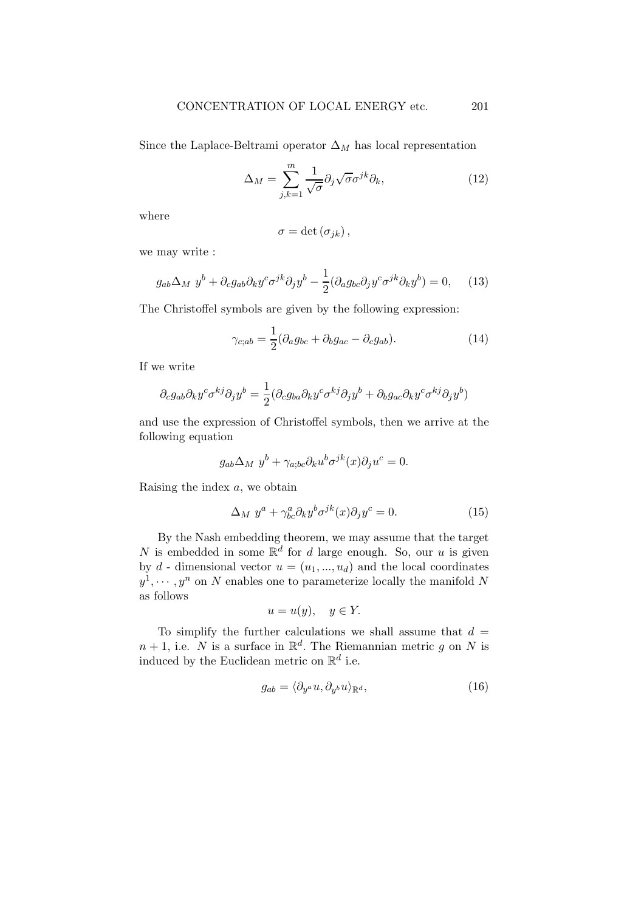Since the Laplace-Beltrami operator $\Delta_M$ has local representation

$$\Delta_M = \sum_{j,k=1}^{m} \frac{1}{\sqrt{\sigma}} \partial_j \sqrt{\sigma} \sigma^{jk} \partial_k, \tag{12}$$

where

$$\sigma = \det(\sigma_{jk}),$$

we may write :

$$g_{ab} \Delta_M \ y^b + \partial_c g_{ab} \partial_k y^c \sigma^{jk} \partial_j y^b - \frac{1}{2}(\partial_a g_{bc} \partial_j y^c \sigma^{jk} \partial_k y^b) = 0, \tag{13}$$

The Christoffel symbols are given by the following expression:

$$\gamma_{c;ab} = \frac{1}{2}(\partial_a g_{bc} + \partial_b g_{ac} - \partial_c g_{ab}). \tag{14}$$

If we write

$$\partial_c g_{ab} \partial_k y^c \sigma^{kj} \partial_j y^b = \frac{1}{2}(\partial_c g_{ba} \partial_k y^c \sigma^{kj} \partial_j y^b + \partial_b g_{ac} \partial_k y^c \sigma^{kj} \partial_j y^b)$$

and use the expression of Christoffel symbols, then we arrive at the following equation

$$g_{ab} \Delta_M \ y^b + \gamma_{a;bc} \partial_k u^b \sigma^{jk}(x) \partial_j u^c = 0.$$

Raising the index $a$, we obtain

$$\Delta_M \ y^a + \gamma^a_{bc} \partial_k y^b \sigma^{jk}(x) \partial_j y^c = 0. \tag{15}$$

By the Nash embedding theorem, we may assume that the target $N$ is embedded in some $\mathbb{R}^d$ for $d$ large enough. So, our $u$ is given by $d$ - dimensional vector $u = (u_1, ..., u_d)$ and the local coordinates $y^1, \cdots, y^n$ on $N$ enables one to parameterize locally the manifold $N$ as follows

$$u = u(y), \quad y \in Y.$$

To simplify the further calculations we shall assume that $d = n + 1$, i.e. $N$ is a surface in $\mathbb{R}^d$. The Riemannian metric $g$ on $N$ is induced by the Euclidean metric on $\mathbb{R}^d$ i.e.

$$g_{ab} = \langle \partial_{y^a} u, \partial_{y^b} u \rangle_{\mathbb{R}^d}, \tag{16}$$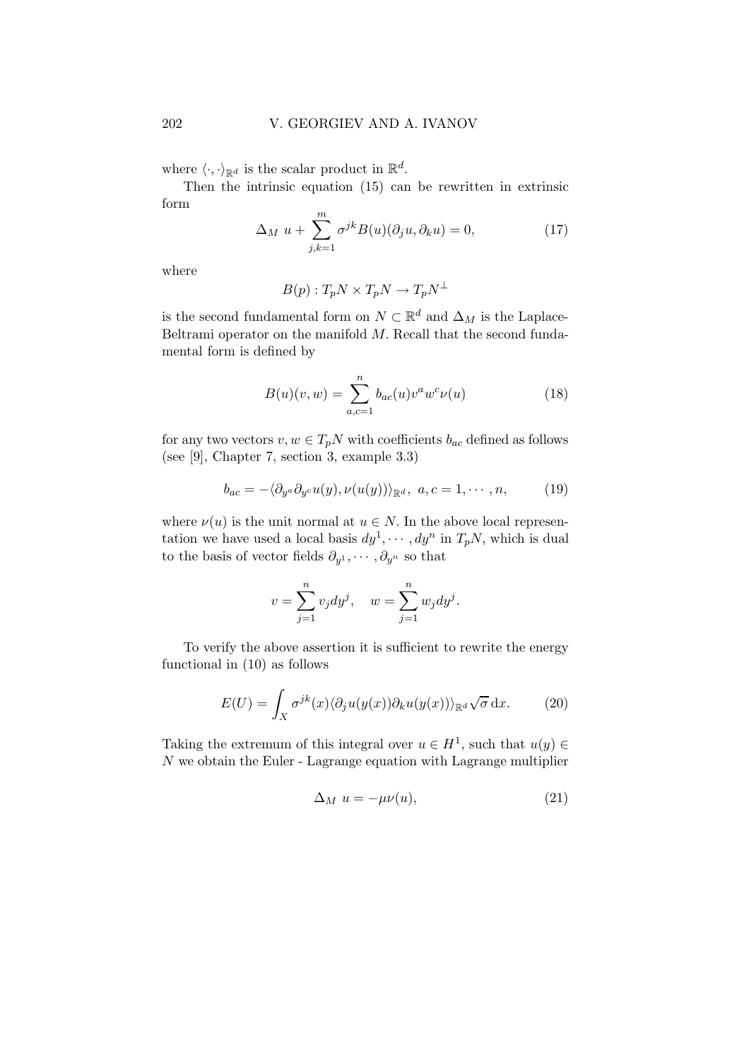where $\langle \cdot, \cdot \rangle_{\mathbb{R}^d}$ is the scalar product in $\mathbb{R}^d$.

Then the intrinsic equation (15) can be rewritten in extrinsic form

$$\Delta_M \; u + \sum_{j,k=1}^{m} \sigma^{jk} B(u)(\partial_j u, \partial_k u) = 0, \tag{17}$$

where

$$B(p) : T_pN \times T_pN \to T_pN^{\perp}$$

is the second fundamental form on $N \subset \mathbb{R}^d$ and $\Delta_M$ is the Laplace-Beltrami operator on the manifold $M$. Recall that the second fundamental form is defined by

$$B(u)(v, w) = \sum_{a,c=1}^{n} b_{ac}(u) v^a w^c \nu(u) \tag{18}$$

for any two vectors $v, w \in T_pN$ with coefficients $b_{ac}$ defined as follows (see [9], Chapter 7, section 3, example 3.3)

$$b_{ac} = -\langle \partial_{y^a} \partial_{y^c} u(y), \nu(u(y)) \rangle_{\mathbb{R}^d}, \; a, c = 1, \cdots, n, \tag{19}$$

where $\nu(u)$ is the unit normal at $u \in N$. In the above local representation we have used a local basis $dy^1, \cdots, dy^n$ in $T_pN$, which is dual to the basis of vector fields $\partial_{y^1}, \cdots, \partial_{y^n}$ so that

$$v = \sum_{j=1}^{n} v_j dy^j, \quad w = \sum_{j=1}^{n} w_j dy^j.$$

To verify the above assertion it is sufficient to rewrite the energy functional in (10) as follows

$$E(U) = \int_X \sigma^{jk}(x) \langle \partial_j u(y(x)) \partial_k u(y(x)) \rangle_{\mathbb{R}^d} \sqrt{\sigma} \, \mathrm{d}x. \tag{20}$$

Taking the extremum of this integral over $u \in H^1$, such that $u(y) \in N$ we obtain the Euler - Lagrange equation with Lagrange multiplier

$$\Delta_M \; u = -\mu \nu(u), \tag{21}$$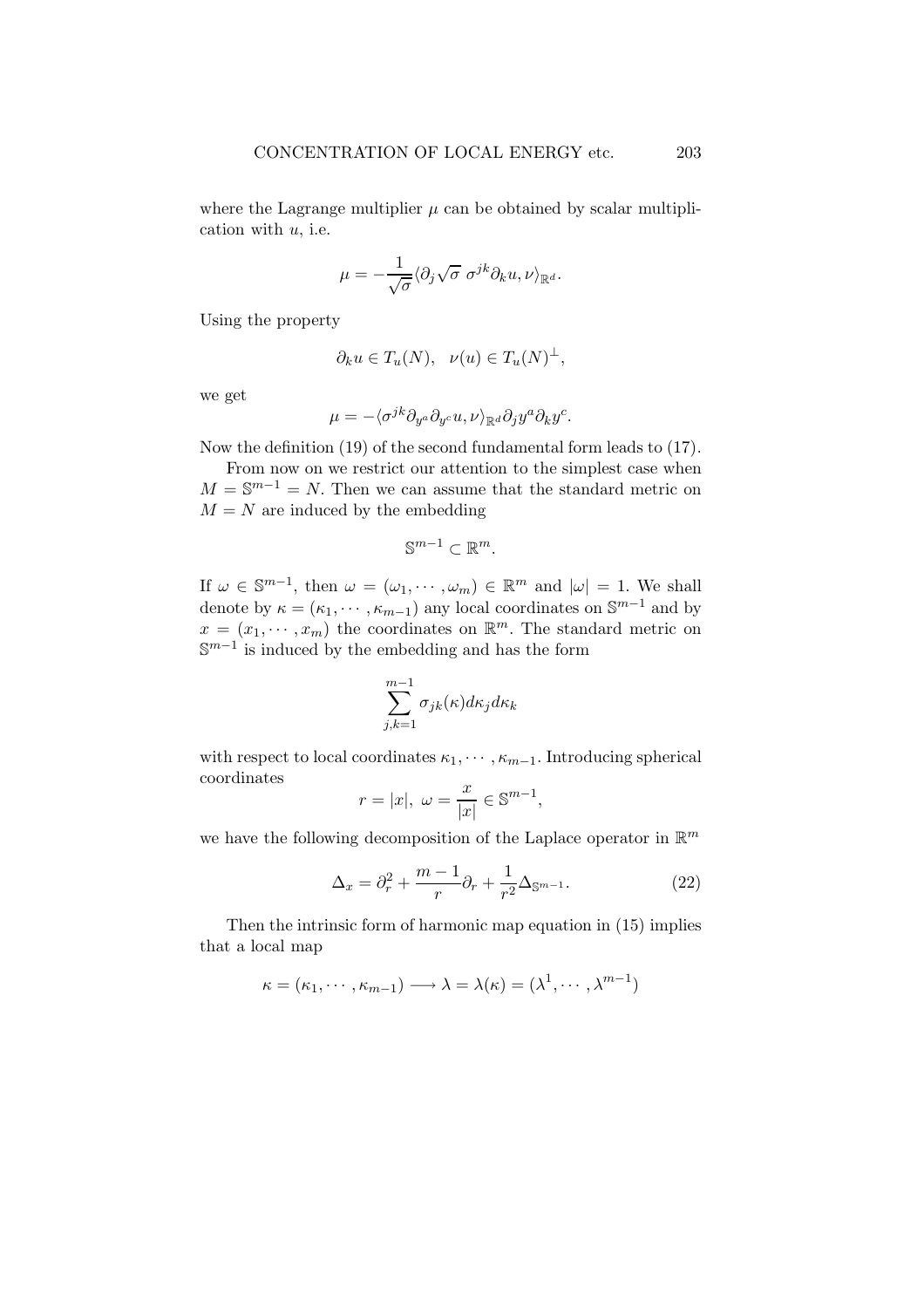where the Lagrange multiplier $\mu$ can be obtained by scalar multiplication with $u$, i.e.

$$\mu = -\frac{1}{\sqrt{\sigma}}\langle \partial_j \sqrt{\sigma}\ \sigma^{jk}\partial_k u, \nu\rangle_{\mathbb{R}^d}.$$

Using the property

$$\partial_k u \in T_u(N), \quad \nu(u) \in T_u(N)^{\perp},$$

we get

$$\mu = -\langle \sigma^{jk}\partial_{y^a}\partial_{y^c}u, \nu\rangle_{\mathbb{R}^d}\partial_j y^a \partial_k y^c.$$

Now the definition (19) of the second fundamental form leads to (17).

From now on we restrict our attention to the simplest case when $M = \mathbb{S}^{m-1} = N$. Then we can assume that the standard metric on $M = N$ are induced by the embedding

$$\mathbb{S}^{m-1} \subset \mathbb{R}^m.$$

If $\omega \in \mathbb{S}^{m-1}$, then $\omega = (\omega_1, \cdots, \omega_m) \in \mathbb{R}^m$ and $|\omega| = 1$. We shall denote by $\kappa = (\kappa_1, \cdots, \kappa_{m-1})$ any local coordinates on $\mathbb{S}^{m-1}$ and by $x = (x_1, \cdots, x_m)$ the coordinates on $\mathbb{R}^m$. The standard metric on $\mathbb{S}^{m-1}$ is induced by the embedding and has the form

$$\sum_{j,k=1}^{m-1} \sigma_{jk}(\kappa) d\kappa_j d\kappa_k$$

with respect to local coordinates $\kappa_1, \cdots, \kappa_{m-1}$. Introducing spherical coordinates

$$r = |x|,\ \omega = \frac{x}{|x|} \in \mathbb{S}^{m-1},$$

we have the following decomposition of the Laplace operator in $\mathbb{R}^m$

$$\Delta_x = \partial_r^2 + \frac{m-1}{r}\partial_r + \frac{1}{r^2}\Delta_{\mathbb{S}^{m-1}}. \tag{22}$$

Then the intrinsic form of harmonic map equation in (15) implies that a local map

$$\kappa = (\kappa_1, \cdots, \kappa_{m-1}) \longrightarrow \lambda = \lambda(\kappa) = (\lambda^1, \cdots, \lambda^{m-1})$$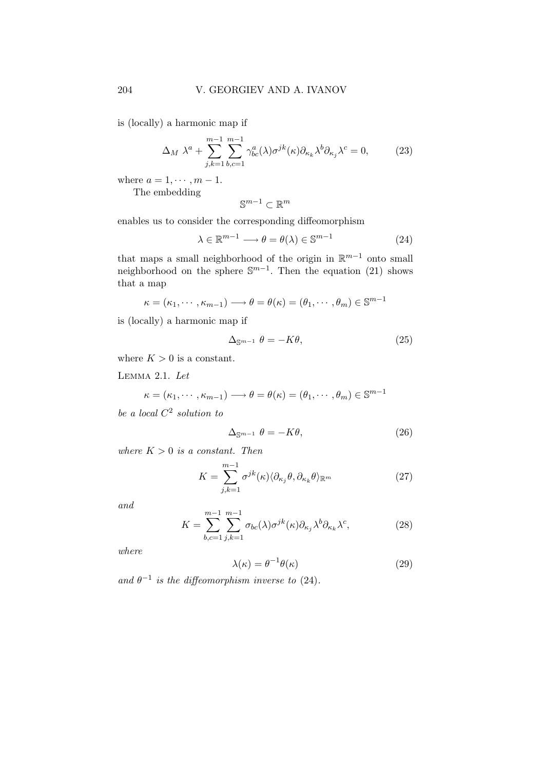is (locally) a harmonic map if

$$\Delta_M \ \lambda^a + \sum_{j,k=1}^{m-1} \sum_{b,c=1}^{m-1} \gamma^a_{bc}(\lambda) \sigma^{jk}(\kappa) \partial_{\kappa_k} \lambda^b \partial_{\kappa_j} \lambda^c = 0, \tag{23}$$

where $a = 1, \cdots, m-1$.

The embedding

$$\mathbb{S}^{m-1} \subset \mathbb{R}^m$$

enables us to consider the corresponding diffeomorphism

$$\lambda \in \mathbb{R}^{m-1} \longrightarrow \theta = \theta(\lambda) \in \mathbb{S}^{m-1} \tag{24}$$

that maps a small neighborhood of the origin in $\mathbb{R}^{m-1}$ onto small neighborhood on the sphere $\mathbb{S}^{m-1}$. Then the equation (21) shows that a map

$$\kappa = (\kappa_1, \cdots, \kappa_{m-1}) \longrightarrow \theta = \theta(\kappa) = (\theta_1, \cdots, \theta_m) \in \mathbb{S}^{m-1}$$

is (locally) a harmonic map if

$$\Delta_{\mathbb{S}^{m-1}} \ \theta = -K\theta, \tag{25}$$

where $K > 0$ is a constant.

Lemma 2.1. *Let*

$$\kappa = (\kappa_1, \cdots, \kappa_{m-1}) \longrightarrow \theta = \theta(\kappa) = (\theta_1, \cdots, \theta_m) \in \mathbb{S}^{m-1}$$

*be a local $C^2$ solution to*

$$\Delta_{\mathbb{S}^{m-1}} \ \theta = -K\theta, \tag{26}$$

*where $K > 0$ is a constant. Then*

$$K = \sum_{j,k=1}^{m-1} \sigma^{jk}(\kappa) \langle \partial_{\kappa_j} \theta, \partial_{\kappa_k} \theta \rangle_{\mathbb{R}^m} \tag{27}$$

*and*

$$K = \sum_{b,c=1}^{m-1} \sum_{j,k=1}^{m-1} \sigma_{bc}(\lambda) \sigma^{jk}(\kappa) \partial_{\kappa_j} \lambda^b \partial_{\kappa_k} \lambda^c, \tag{28}$$

*where*

$$\lambda(\kappa) = \theta^{-1} \theta(\kappa) \tag{29}$$

*and $\theta^{-1}$ is the diffeomorphism inverse to* (24).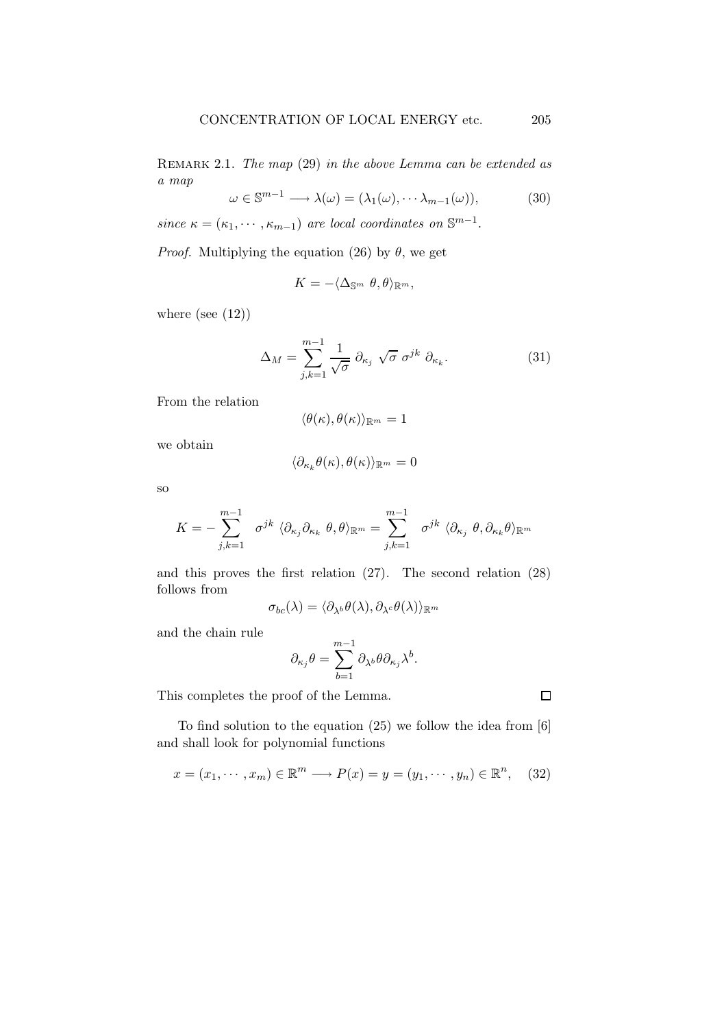Remark 2.1. *The map* (29) *in the above Lemma can be extended as a map*

$$\omega \in \mathbb{S}^{m-1} \longrightarrow \lambda(\omega) = (\lambda_1(\omega), \cdots \lambda_{m-1}(\omega)), \tag{30}$$

*since* $\kappa = (\kappa_1, \cdots, \kappa_{m-1})$ *are local coordinates on* $\mathbb{S}^{m-1}$.

*Proof.* Multiplying the equation (26) by $\theta$, we get

$$K = -\langle \Delta_{\mathbb{S}^m} \ \theta, \theta \rangle_{\mathbb{R}^m},$$

where (see (12))

$$\Delta_M = \sum_{j,k=1}^{m-1} \frac{1}{\sqrt{\sigma}} \ \partial_{\kappa_j} \ \sqrt{\sigma} \ \sigma^{jk} \ \partial_{\kappa_k}. \tag{31}$$

From the relation

$$\langle \theta(\kappa), \theta(\kappa) \rangle_{\mathbb{R}^m} = 1$$

we obtain

$$\langle \partial_{\kappa_k} \theta(\kappa), \theta(\kappa) \rangle_{\mathbb{R}^m} = 0$$

so

$$K = -\sum_{j,k=1}^{m-1} \ \sigma^{jk} \ \langle \partial_{\kappa_j} \partial_{\kappa_k} \ \theta, \theta \rangle_{\mathbb{R}^m} = \sum_{j,k=1}^{m-1} \ \sigma^{jk} \ \langle \partial_{\kappa_j} \ \theta, \partial_{\kappa_k} \theta \rangle_{\mathbb{R}^m}$$

and this proves the first relation (27). The second relation (28) follows from

$$\sigma_{bc}(\lambda) = \langle \partial_{\lambda^b} \theta(\lambda), \partial_{\lambda^c} \theta(\lambda) \rangle_{\mathbb{R}^m}$$

and the chain rule

$$\partial_{\kappa_j} \theta = \sum_{b=1}^{m-1} \partial_{\lambda^b} \theta \partial_{\kappa_j} \lambda^b.$$

This completes the proof of the Lemma. $\square$

To find solution to the equation (25) we follow the idea from [6] and shall look for polynomial functions

$$x = (x_1, \cdots, x_m) \in \mathbb{R}^m \longrightarrow P(x) = y = (y_1, \cdots, y_n) \in \mathbb{R}^n, \tag{32}$$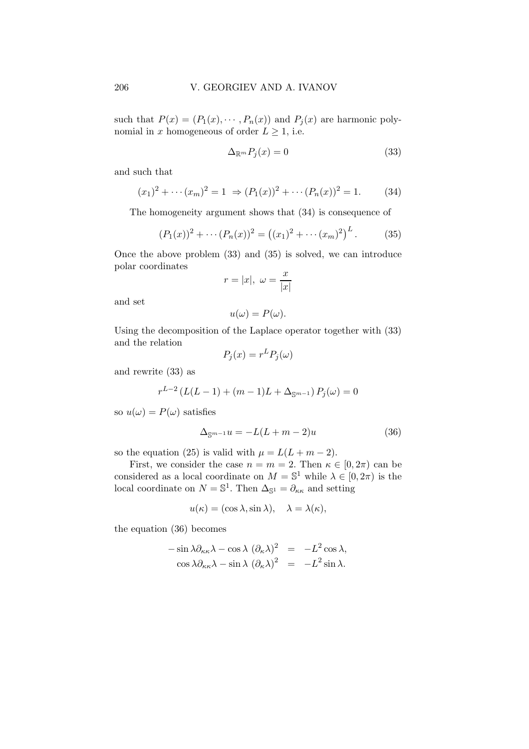such that $P(x) = (P_1(x), \cdots, P_n(x))$ and $P_j(x)$ are harmonic polynomial in $x$ homogeneous of order $L \geq 1$, i.e.

$$\Delta_{\mathbb{R}^m} P_j(x) = 0 \tag{33}$$

and such that

$$(x_1)^2 + \cdots (x_m)^2 = 1 \; \Rightarrow (P_1(x))^2 + \cdots (P_n(x))^2 = 1. \tag{34}$$

The homogeneity argument shows that (34) is consequence of

$$(P_1(x))^2 + \cdots (P_n(x))^2 = \left((x_1)^2 + \cdots (x_m)^2\right)^L. \tag{35}$$

Once the above problem (33) and (35) is solved, we can introduce polar coordinates

$$r = |x|, \; \omega = \frac{x}{|x|}$$

and set

$$u(\omega) = P(\omega).$$

Using the decomposition of the Laplace operator together with (33) and the relation

$$P_j(x) = r^L P_j(\omega)$$

and rewrite (33) as

$$r^{L-2}\left(L(L-1) + (m-1)L + \Delta_{\mathbb{S}^{m-1}}\right) P_j(\omega) = 0$$

so $u(\omega) = P(\omega)$ satisfies

$$\Delta_{\mathbb{S}^{m-1}} u = -L(L+m-2)u \tag{36}$$

so the equation (25) is valid with $\mu = L(L+m-2)$.

First, we consider the case $n = m = 2$. Then $\kappa \in [0, 2\pi)$ can be considered as a local coordinate on $M = \mathbb{S}^1$ while $\lambda \in [0, 2\pi)$ is the local coordinate on $N = \mathbb{S}^1$. Then $\Delta_{\mathbb{S}^1} = \partial_{\kappa\kappa}$ and setting

$$u(\kappa) = (\cos\lambda, \sin\lambda), \quad \lambda = \lambda(\kappa),$$

the equation (36) becomes

$$\begin{aligned} -\sin\lambda \partial_{\kappa\kappa}\lambda - \cos\lambda \; (\partial_\kappa \lambda)^2 &= -L^2 \cos\lambda, \\ \cos\lambda \partial_{\kappa\kappa}\lambda - \sin\lambda \; (\partial_\kappa \lambda)^2 &= -L^2 \sin\lambda. \end{aligned}$$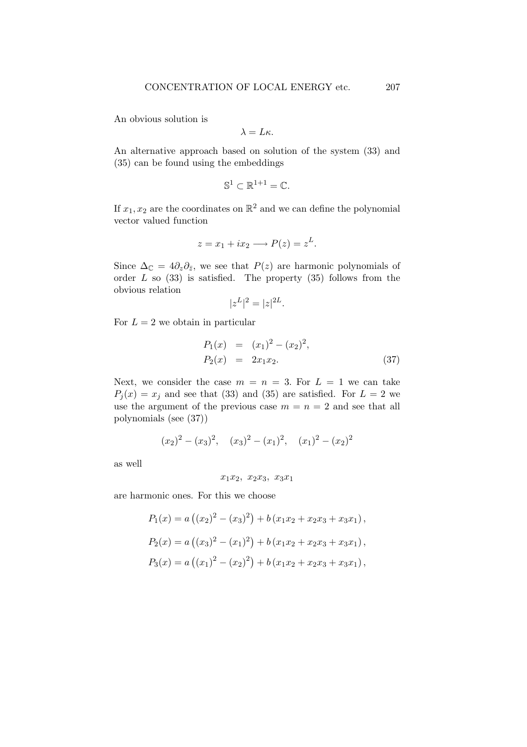An obvious solution is

$$\lambda = L\kappa.$$

An alternative approach based on solution of the system (33) and (35) can be found using the embeddings

$$\mathbb{S}^1 \subset \mathbb{R}^{1+1} = \mathbb{C}.$$

If $x_1, x_2$ are the coordinates on $\mathbb{R}^2$ and we can define the polynomial vector valued function

$$z = x_1 + ix_2 \longrightarrow P(z) = z^L.$$

Since $\Delta_{\mathbb{C}} = 4\partial_z \partial_{\bar{z}}$, we see that $P(z)$ are harmonic polynomials of order $L$ so (33) is satisfied. The property (35) follows from the obvious relation

$$|z^L|^2 = |z|^{2L}.$$

For $L = 2$ we obtain in particular

$$\begin{aligned} P_1(x) &= (x_1)^2 - (x_2)^2, \\ P_2(x) &= 2x_1 x_2. \end{aligned} \tag{37}$$

Next, we consider the case $m = n = 3$. For $L = 1$ we can take $P_j(x) = x_j$ and see that (33) and (35) are satisfied. For $L = 2$ we use the argument of the previous case $m = n = 2$ and see that all polynomials (see (37))

$$(x_2)^2 - (x_3)^2, \quad (x_3)^2 - (x_1)^2, \quad (x_1)^2 - (x_2)^2$$

as well

$$x_1 x_2, \; x_2 x_3, \; x_3 x_1$$

are harmonic ones. For this we choose

$$P_1(x) = a\left((x_2)^2 - (x_3)^2\right) + b\left(x_1 x_2 + x_2 x_3 + x_3 x_1\right),$$

$$P_2(x) = a\left((x_3)^2 - (x_1)^2\right) + b\left(x_1 x_2 + x_2 x_3 + x_3 x_1\right),$$

$$P_3(x) = a\left((x_1)^2 - (x_2)^2\right) + b\left(x_1 x_2 + x_2 x_3 + x_3 x_1\right),$$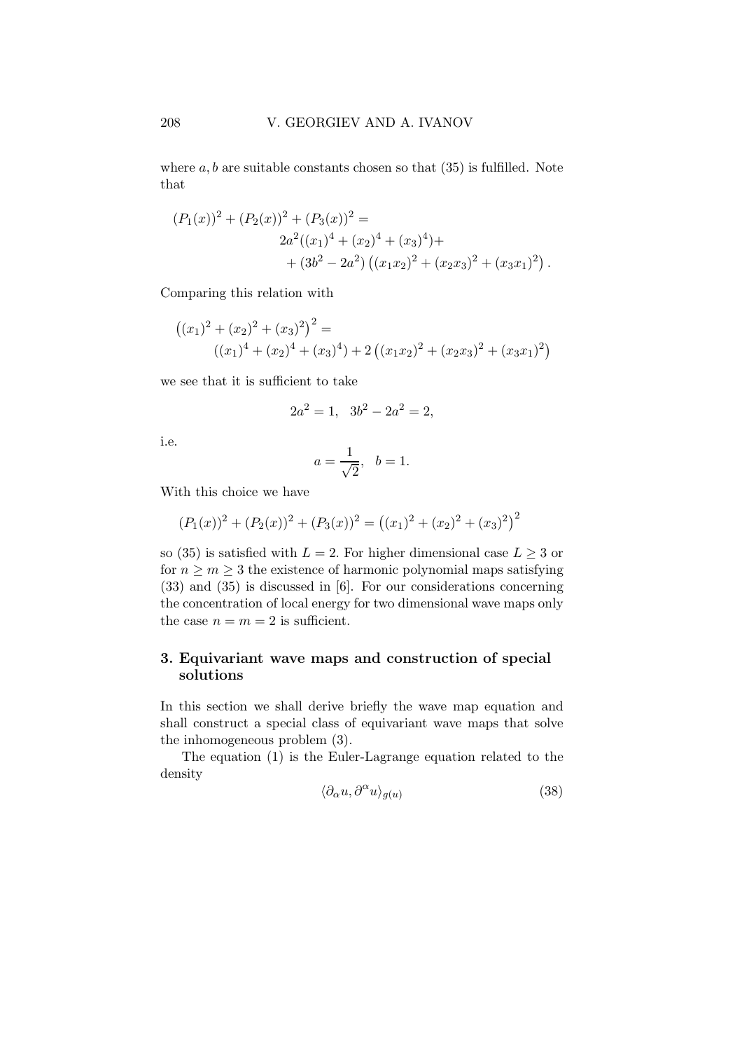where $a, b$ are suitable constants chosen so that (35) is fulfilled. Note that

$$
\begin{aligned}
(P_1(x))^2 + (P_2(x))^2 + (P_3(x))^2 = \\
& 2a^2((x_1)^4 + (x_2)^4 + (x_3)^4) + \\
& + (3b^2 - 2a^2)\left((x_1x_2)^2 + (x_2x_3)^2 + (x_3x_1)^2\right).
\end{aligned}
$$

Comparing this relation with

$$
\begin{aligned}
\left((x_1)^2 + (x_2)^2 + (x_3)^2\right)^2 = \\
& ((x_1)^4 + (x_2)^4 + (x_3)^4) + 2\left((x_1x_2)^2 + (x_2x_3)^2 + (x_3x_1)^2\right)
\end{aligned}
$$

we see that it is sufficient to take

$$
2a^2 = 1, \quad 3b^2 - 2a^2 = 2,
$$

i.e.

$$
a = \frac{1}{\sqrt{2}}, \quad b = 1.
$$

With this choice we have

$$
(P_1(x))^2 + (P_2(x))^2 + (P_3(x))^2 = \left((x_1)^2 + (x_2)^2 + (x_3)^2\right)^2
$$

so (35) is satisfied with $L = 2$. For higher dimensional case $L \geq 3$ or for $n \geq m \geq 3$ the existence of harmonic polynomial maps satisfying (33) and (35) is discussed in [6]. For our considerations concerning the concentration of local energy for two dimensional wave maps only the case $n = m = 2$ is sufficient.

## 3. Equivariant wave maps and construction of special solutions

In this section we shall derive briefly the wave map equation and shall construct a special class of equivariant wave maps that solve the inhomogeneous problem (3).

The equation (1) is the Euler-Lagrange equation related to the density

$$
\langle \partial_\alpha u, \partial^\alpha u \rangle_{g(u)} \tag{38}
$$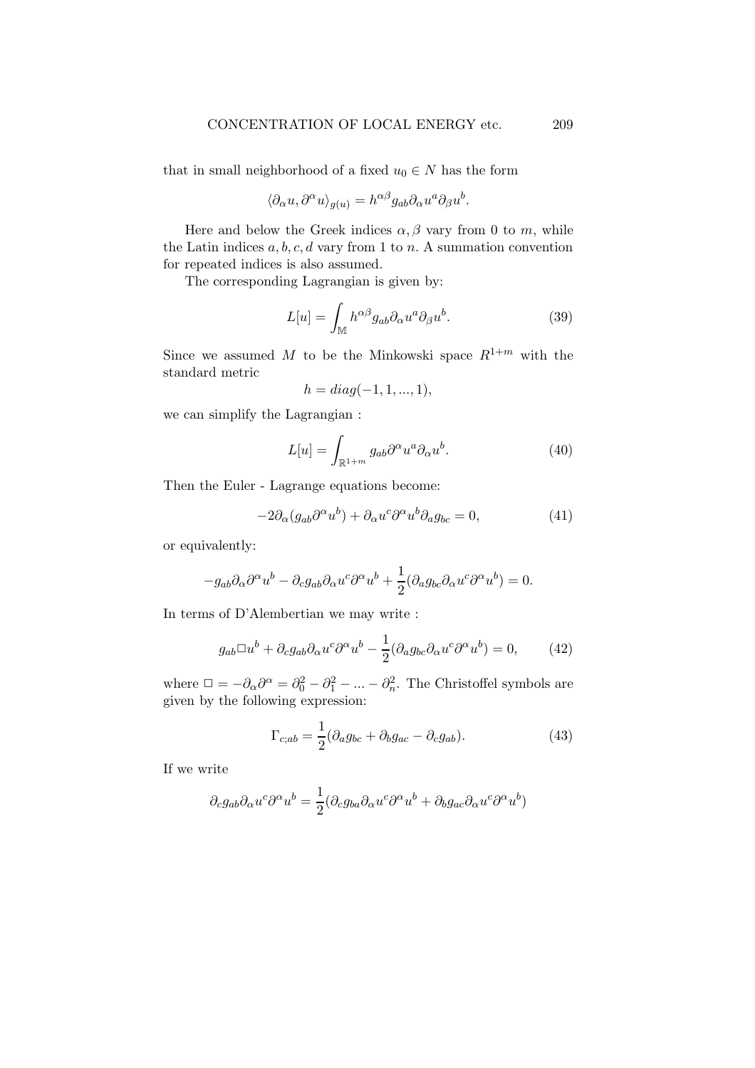that in small neighborhood of a fixed $u_0 \in N$ has the form

$$\langle \partial_\alpha u, \partial^\alpha u \rangle_{g(u)} = h^{\alpha\beta} g_{ab} \partial_\alpha u^a \partial_\beta u^b.$$

Here and below the Greek indices $\alpha, \beta$ vary from 0 to $m$, while the Latin indices $a, b, c, d$ vary from 1 to $n$. A summation convention for repeated indices is also assumed.

The corresponding Lagrangian is given by:

$$L[u] = \int_{\mathbb{M}} h^{\alpha\beta} g_{ab} \partial_\alpha u^a \partial_\beta u^b. \tag{39}$$

Since we assumed $M$ to be the Minkowski space $R^{1+m}$ with the standard metric

$$h = diag(-1, 1, ..., 1),$$

we can simplify the Lagrangian :

$$L[u] = \int_{\mathbb{R}^{1+m}} g_{ab} \partial^\alpha u^a \partial_\alpha u^b. \tag{40}$$

Then the Euler - Lagrange equations become:

$$-2\partial_\alpha (g_{ab} \partial^\alpha u^b) + \partial_\alpha u^c \partial^\alpha u^b \partial_a g_{bc} = 0, \tag{41}$$

or equivalently:

$$-g_{ab} \partial_\alpha \partial^\alpha u^b - \partial_c g_{ab} \partial_\alpha u^c \partial^\alpha u^b + \frac{1}{2} (\partial_a g_{bc} \partial_\alpha u^c \partial^\alpha u^b) = 0.$$

In terms of D'Alembertian we may write :

$$g_{ab} \Box u^b + \partial_c g_{ab} \partial_\alpha u^c \partial^\alpha u^b - \frac{1}{2} (\partial_a g_{bc} \partial_\alpha u^c \partial^\alpha u^b) = 0, \tag{42}$$

where $\Box = -\partial_\alpha \partial^\alpha = \partial_0^2 - \partial_1^2 - ... - \partial_n^2$. The Christoffel symbols are given by the following expression:

$$\Gamma_{c;ab} = \frac{1}{2} (\partial_a g_{bc} + \partial_b g_{ac} - \partial_c g_{ab}). \tag{43}$$

If we write

$$\partial_c g_{ab} \partial_\alpha u^c \partial^\alpha u^b = \frac{1}{2} (\partial_c g_{ba} \partial_\alpha u^c \partial^\alpha u^b + \partial_b g_{ac} \partial_\alpha u^c \partial^\alpha u^b)$$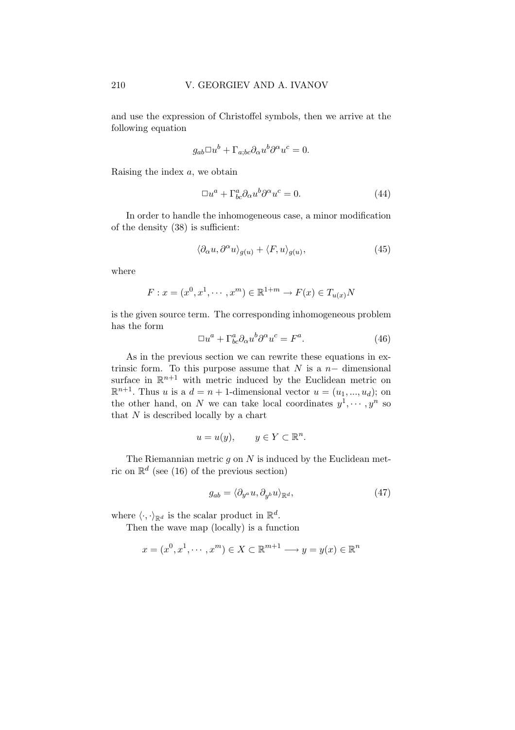and use the expression of Christoffel symbols, then we arrive at the following equation

$$g_{ab}\Box u^b + \Gamma_{a;bc}\partial_\alpha u^b \partial^\alpha u^c = 0.$$

Raising the index $a$, we obtain

$$\Box u^a + \Gamma^a_{bc}\partial_\alpha u^b \partial^\alpha u^c = 0. \tag{44}$$

In order to handle the inhomogeneous case, a minor modification of the density (38) is sufficient:

$$\langle \partial_\alpha u, \partial^\alpha u \rangle_{g(u)} + \langle F, u \rangle_{g(u)}, \tag{45}$$

where

$$F : x = (x^0, x^1, \cdots, x^m) \in \mathbb{R}^{1+m} \to F(x) \in T_{u(x)}N$$

is the given source term. The corresponding inhomogeneous problem has the form

$$\Box u^a + \Gamma^a_{bc}\partial_\alpha u^b \partial^\alpha u^c = F^a. \tag{46}$$

As in the previous section we can rewrite these equations in extrinsic form. To this purpose assume that $N$ is a $n-$ dimensional surface in $\mathbb{R}^{n+1}$ with metric induced by the Euclidean metric on $\mathbb{R}^{n+1}$. Thus $u$ is a $d = n+1$-dimensional vector $u = (u_1, ..., u_d)$; on the other hand, on $N$ we can take local coordinates $y^1, \cdots, y^n$ so that $N$ is described locally by a chart

$$u = u(y), \qquad y \in Y \subset \mathbb{R}^n.$$

The Riemannian metric $g$ on $N$ is induced by the Euclidean metric on $\mathbb{R}^d$ (see (16) of the previous section)

$$g_{ab} = \langle \partial_{y^a} u, \partial_{y^b} u \rangle_{\mathbb{R}^d}, \tag{47}$$

where $\langle \cdot, \cdot \rangle_{\mathbb{R}^d}$ is the scalar product in $\mathbb{R}^d$.

Then the wave map (locally) is a function

$$x = (x^0, x^1, \cdots, x^m) \in X \subset \mathbb{R}^{m+1} \longrightarrow y = y(x) \in \mathbb{R}^n$$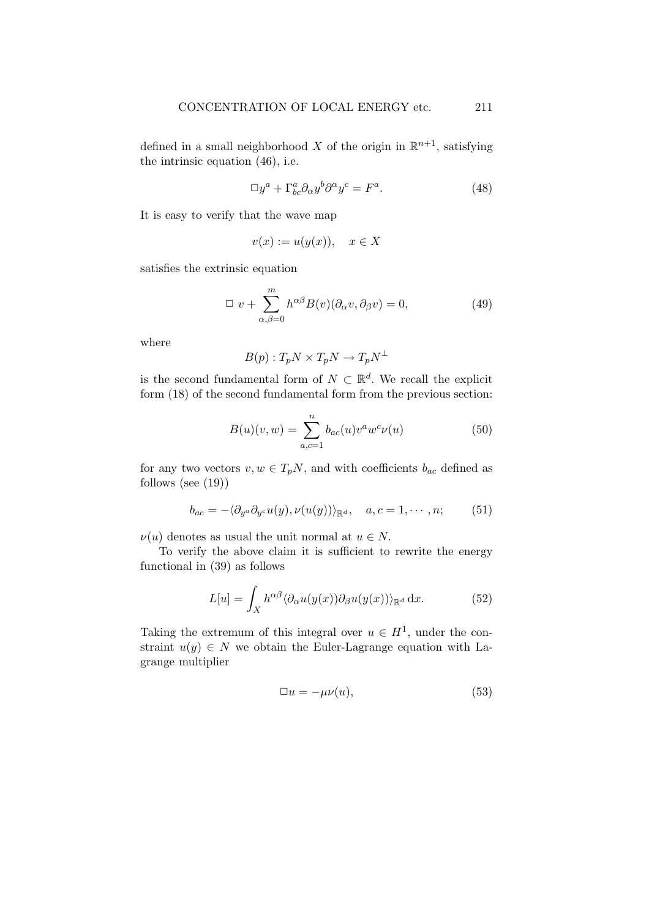defined in a small neighborhood $X$ of the origin in $\mathbb{R}^{n+1}$, satisfying the intrinsic equation (46), i.e.

$$\Box y^a + \Gamma^a_{bc} \partial_\alpha y^b \partial^\alpha y^c = F^a. \tag{48}$$

It is easy to verify that the wave map

$$v(x) := u(y(x)), \quad x \in X$$

satisfies the extrinsic equation

$$\Box \; v + \sum_{\alpha,\beta=0}^{m} h^{\alpha\beta} B(v)(\partial_\alpha v, \partial_\beta v) = 0, \tag{49}$$

where

$$B(p) : T_pN \times T_pN \to T_pN^\perp$$

is the second fundamental form of $N \subset \mathbb{R}^d$. We recall the explicit form (18) of the second fundamental form from the previous section:

$$B(u)(v, w) = \sum_{a,c=1}^{n} b_{ac}(u) v^a w^c \nu(u) \tag{50}$$

for any two vectors $v, w \in T_pN$, and with coefficients $b_{ac}$ defined as follows (see (19))

$$b_{ac} = -\langle \partial_{y^a} \partial_{y^c} u(y), \nu(u(y)) \rangle_{\mathbb{R}^d}, \quad a, c = 1, \cdots, n; \tag{51}$$

$\nu(u)$ denotes as usual the unit normal at $u \in N$.

To verify the above claim it is sufficient to rewrite the energy functional in (39) as follows

$$L[u] = \int_X h^{\alpha\beta} \langle \partial_\alpha u(y(x)) \partial_\beta u(y(x)) \rangle_{\mathbb{R}^d} \, \mathrm{d}x. \tag{52}$$

Taking the extremum of this integral over $u \in H^1$, under the constraint $u(y) \in N$ we obtain the Euler-Lagrange equation with Lagrange multiplier

$$\Box u = -\mu \nu(u), \tag{53}$$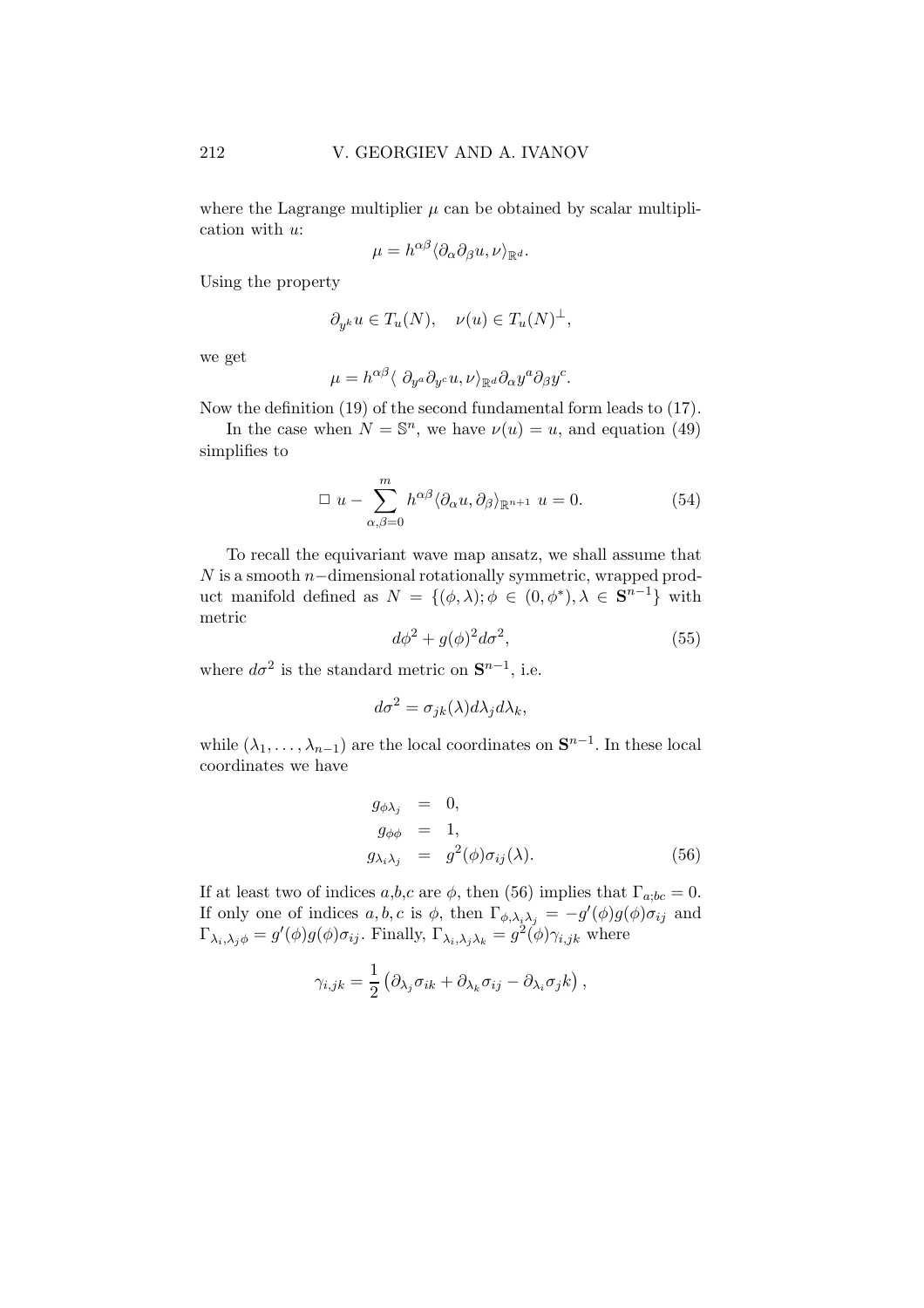where the Lagrange multiplier $\mu$ can be obtained by scalar multiplication with $u$:

$$\mu = h^{\alpha\beta} \langle \partial_\alpha \partial_\beta u, \nu \rangle_{\mathbb{R}^d}.$$

Using the property

$$\partial_{y^k} u \in T_u(N), \quad \nu(u) \in T_u(N)^\perp,$$

we get

$$\mu = h^{\alpha\beta} \langle \ \partial_{y^a} \partial_{y^c} u, \nu \rangle_{\mathbb{R}^d} \partial_\alpha y^a \partial_\beta y^c.$$

Now the definition (19) of the second fundamental form leads to (17).

In the case when $N = \mathbb{S}^n$, we have $\nu(u) = u$, and equation (49) simplifies to

$$\Box \ u - \sum_{\alpha,\beta=0}^{m} h^{\alpha\beta} \langle \partial_\alpha u, \partial_\beta \rangle_{\mathbb{R}^{n+1}} \ u = 0. \tag{54}$$

To recall the equivariant wave map ansatz, we shall assume that $N$ is a smooth $n-$dimensional rotationally symmetric, wrapped product manifold defined as $N = \{(\phi, \lambda); \phi \in (0, \phi^*), \lambda \in \mathbf{S}^{n-1}\}$ with metric

$$d\phi^2 + g(\phi)^2 d\sigma^2, \tag{55}$$

where $d\sigma^2$ is the standard metric on $\mathbf{S}^{n-1}$, i.e.

$$d\sigma^2 = \sigma_{jk}(\lambda) d\lambda_j d\lambda_k,$$

while $(\lambda_1, \ldots, \lambda_{n-1})$ are the local coordinates on $\mathbf{S}^{n-1}$. In these local coordinates we have

$$\begin{aligned} g_{\phi\lambda_j} &= 0, \\ g_{\phi\phi} &= 1, \\ g_{\lambda_i\lambda_j} &= g^2(\phi)\sigma_{ij}(\lambda). \end{aligned} \tag{56}$$

If at least two of indices $a$,$b$,$c$ are $\phi$, then (56) implies that $\Gamma_{a;bc} = 0$. If only one of indices $a, b, c$ is $\phi$, then $\Gamma_{\phi,\lambda_i\lambda_j} = -g'(\phi)g(\phi)\sigma_{ij}$ and $\Gamma_{\lambda_i,\lambda_j\phi} = g'(\phi)g(\phi)\sigma_{ij}$. Finally, $\Gamma_{\lambda_i,\lambda_j\lambda_k} = g^2(\phi)\gamma_{i,jk}$ where

$$\gamma_{i,jk} = \frac{1}{2}\left(\partial_{\lambda_j}\sigma_{ik} + \partial_{\lambda_k}\sigma_{ij} - \partial_{\lambda_i}\sigma_j k\right),$$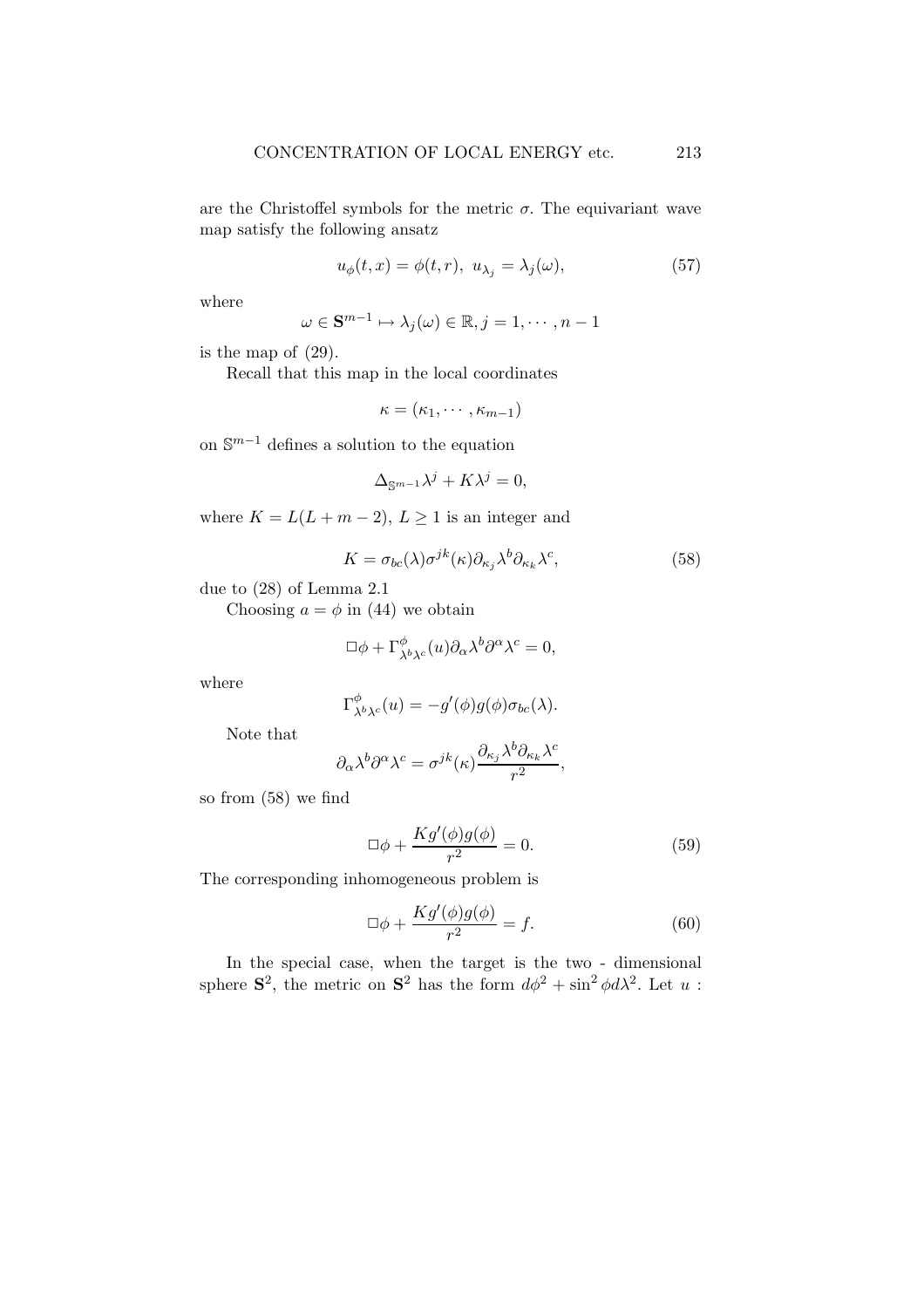are the Christoffel symbols for the metric $\sigma$. The equivariant wave map satisfy the following ansatz

$$u_\phi(t,x) = \phi(t,r),\ u_{\lambda_j} = \lambda_j(\omega), \tag{57}$$

where

$$\omega \in \mathbf{S}^{m-1} \mapsto \lambda_j(\omega) \in \mathbb{R}, j = 1, \cdots, n-1$$

is the map of (29).

Recall that this map in the local coordinates

$$\kappa = (\kappa_1, \cdots, \kappa_{m-1})$$

on $\mathbb{S}^{m-1}$ defines a solution to the equation

$$\Delta_{\mathbb{S}^{m-1}} \lambda^j + K\lambda^j = 0,$$

where $K = L(L+m-2)$, $L \geq 1$ is an integer and

$$K = \sigma_{bc}(\lambda)\sigma^{jk}(\kappa)\partial_{\kappa_j}\lambda^b \partial_{\kappa_k}\lambda^c, \tag{58}$$

due to (28) of Lemma 2.1

Choosing $a = \phi$ in (44) we obtain

$$\Box\phi + \Gamma^\phi_{\lambda^b\lambda^c}(u)\partial_\alpha\lambda^b\partial^\alpha\lambda^c = 0,$$

where

$$\Gamma^\phi_{\lambda^b\lambda^c}(u) = -g'(\phi)g(\phi)\sigma_{bc}(\lambda).$$

Note that

$$\partial_\alpha\lambda^b\partial^\alpha\lambda^c = \sigma^{jk}(\kappa)\frac{\partial_{\kappa_j}\lambda^b\partial_{\kappa_k}\lambda^c}{r^2},$$

so from (58) we find

$$\Box\phi + \frac{Kg'(\phi)g(\phi)}{r^2} = 0. \tag{59}$$

The corresponding inhomogeneous problem is

$$\Box\phi + \frac{Kg'(\phi)g(\phi)}{r^2} = f. \tag{60}$$

In the special case, when the target is the two - dimensional sphere $\mathbf{S}^2$, the metric on $\mathbf{S}^2$ has the form $d\phi^2 + \sin^2\phi d\lambda^2$. Let $u$ :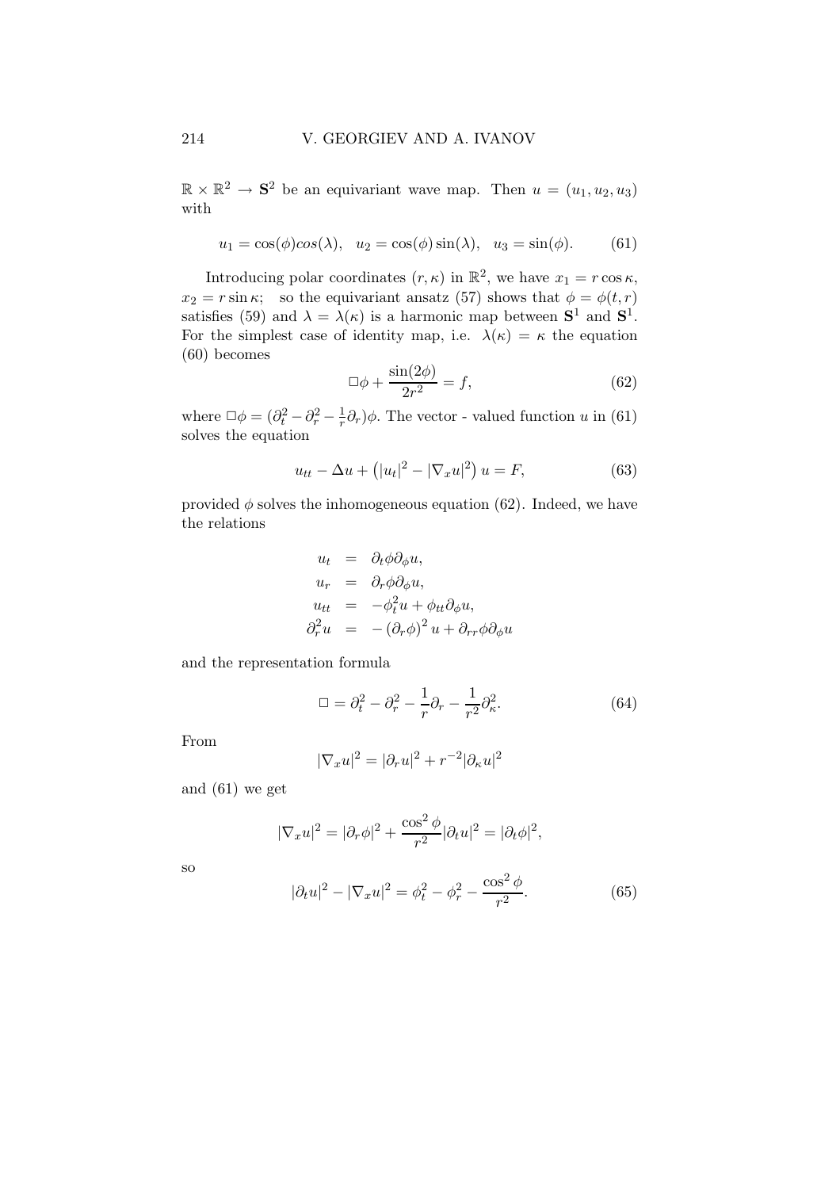$\mathbb{R} \times \mathbb{R}^2 \to \mathbf{S}^2$ be an equivariant wave map. Then $u = (u_1, u_2, u_3)$ with

$$u_1 = \cos(\phi) cos(\lambda), \quad u_2 = \cos(\phi)\sin(\lambda), \quad u_3 = \sin(\phi). \tag{61}$$

Introducing polar coordinates $(r, \kappa)$ in $\mathbb{R}^2$, we have $x_1 = r\cos\kappa$, $x_2 = r\sin\kappa$; so the equivariant ansatz (57) shows that $\phi = \phi(t, r)$ satisfies (59) and $\lambda = \lambda(\kappa)$ is a harmonic map between $\mathbf{S}^1$ and $\mathbf{S}^1$. For the simplest case of identity map, i.e. $\lambda(\kappa) = \kappa$ the equation (60) becomes

$$\Box\phi + \frac{\sin(2\phi)}{2r^2} = f, \tag{62}$$

where $\Box\phi = (\partial_t^2 - \partial_r^2 - \frac{1}{r}\partial_r)\phi$. The vector - valued function $u$ in (61) solves the equation

$$u_{tt} - \Delta u + \left(|u_t|^2 - |\nabla_x u|^2\right) u = F, \tag{63}$$

provided $\phi$ solves the inhomogeneous equation (62). Indeed, we have the relations

$$\begin{aligned}
u_t &= \partial_t\phi\partial_\phi u, \\
u_r &= \partial_r\phi\partial_\phi u, \\
u_{tt} &= -\phi_t^2 u + \phi_{tt}\partial_\phi u, \\
\partial_r^2 u &= -\left(\partial_r\phi\right)^2 u + \partial_{rr}\phi\partial_\phi u
\end{aligned}$$

and the representation formula

$$\Box = \partial_t^2 - \partial_r^2 - \frac{1}{r}\partial_r - \frac{1}{r^2}\partial_\kappa^2. \tag{64}$$

From

$$|\nabla_x u|^2 = |\partial_r u|^2 + r^{-2}|\partial_\kappa u|^2$$

and (61) we get

$$|\nabla_x u|^2 = |\partial_r\phi|^2 + \frac{\cos^2\phi}{r^2}|\partial_t u|^2 = |\partial_t\phi|^2,$$

so

$$|\partial_t u|^2 - |\nabla_x u|^2 = \phi_t^2 - \phi_r^2 - \frac{\cos^2\phi}{r^2}. \tag{65}$$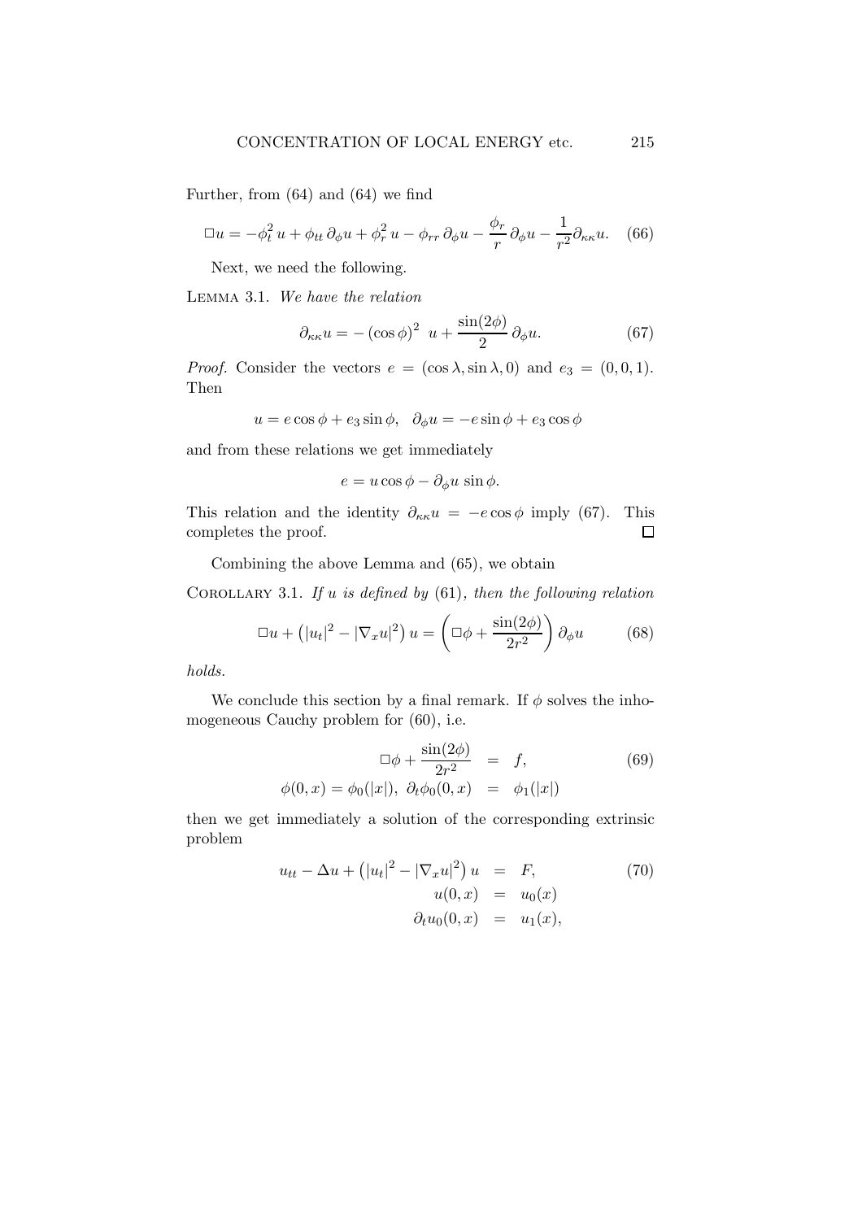Further, from (64) and (64) we find

$$\Box u = -\phi_t^2\, u + \phi_{tt}\, \partial_\phi u + \phi_r^2\, u - \phi_{rr}\, \partial_\phi u - \frac{\phi_r}{r}\, \partial_\phi u - \frac{1}{r^2} \partial_{\kappa\kappa} u. \quad (66)$$

Next, we need the following.

LEMMA 3.1. *We have the relation*

$$\partial_{\kappa\kappa} u = -\left(\cos\phi\right)^2 \; u + \frac{\sin(2\phi)}{2}\, \partial_\phi u. \quad (67)$$

*Proof.* Consider the vectors $e = (\cos\lambda, \sin\lambda, 0)$ and $e_3 = (0, 0, 1)$. Then

$$u = e\cos\phi + e_3\sin\phi, \quad \partial_\phi u = -e\sin\phi + e_3\cos\phi$$

and from these relations we get immediately

$$e = u\cos\phi - \partial_\phi u\, \sin\phi.$$

This relation and the identity $\partial_{\kappa\kappa} u = -e\cos\phi$ imply (67). This completes the proof. $\square$

Combining the above Lemma and (65), we obtain

COROLLARY 3.1. *If $u$ is defined by* (61), *then the following relation*

$$\Box u + \left(|u_t|^2 - |\nabla_x u|^2\right) u = \left(\Box\phi + \frac{\sin(2\phi)}{2r^2}\right) \partial_\phi u \quad (68)$$

*holds.*

We conclude this section by a final remark. If $\phi$ solves the inhomogeneous Cauchy problem for (60), i.e.

$$\begin{aligned} \Box\phi + \frac{\sin(2\phi)}{2r^2} &= f, \quad (69) \\ \phi(0,x) = \phi_0(|x|),\ \partial_t\phi_0(0,x) &= \phi_1(|x|) \end{aligned}$$

then we get immediately a solution of the corresponding extrinsic problem

$$\begin{aligned} u_{tt} - \Delta u + \left(|u_t|^2 - |\nabla_x u|^2\right) u &= F, \quad (70) \\ u(0,x) &= u_0(x) \\ \partial_t u_0(0,x) &= u_1(x), \end{aligned}$$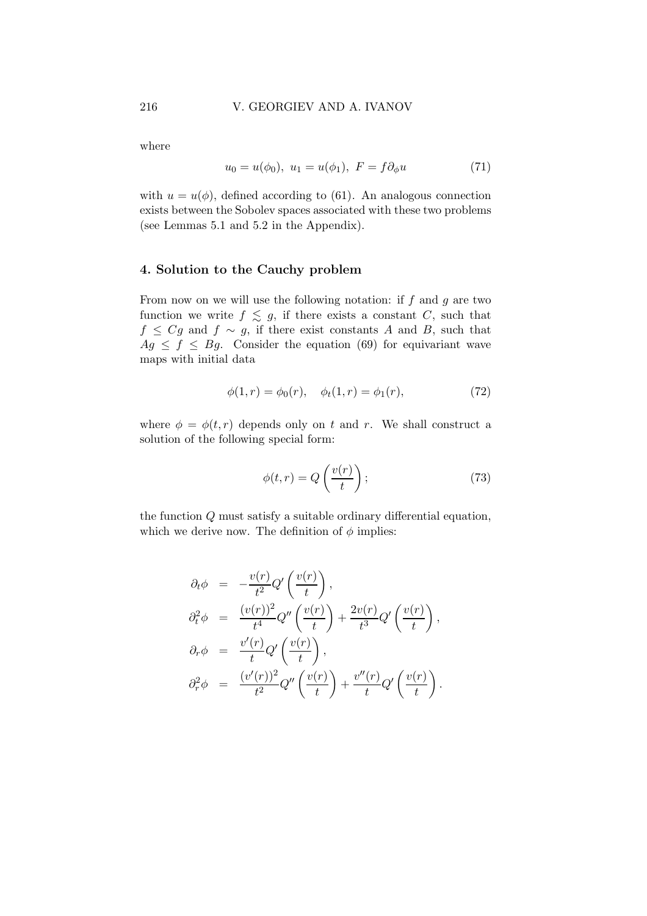where

$$u_0 = u(\phi_0),\ u_1 = u(\phi_1),\ F = f\partial_\phi u \tag{71}$$

with $u = u(\phi)$, defined according to (61). An analogous connection exists between the Sobolev spaces associated with these two problems (see Lemmas 5.1 and 5.2 in the Appendix).

## 4. Solution to the Cauchy problem

From now on we will use the following notation: if $f$ and $g$ are two function we write $f \lesssim g$, if there exists a constant $C$, such that $f \leq Cg$ and $f \sim g$, if there exist constants $A$ and $B$, such that $Ag \leq f \leq Bg$. Consider the equation (69) for equivariant wave maps with initial data

$$\phi(1, r) = \phi_0(r), \quad \phi_t(1, r) = \phi_1(r), \tag{72}$$

where $\phi = \phi(t, r)$ depends only on $t$ and $r$. We shall construct a solution of the following special form:

$$\phi(t, r) = Q\left(\frac{v(r)}{t}\right); \tag{73}$$

the function $Q$ must satisfy a suitable ordinary differential equation, which we derive now. The definition of $\phi$ implies:

$$\begin{aligned}
\partial_t \phi &= -\frac{v(r)}{t^2} Q'\left(\frac{v(r)}{t}\right), \\
\partial_t^2 \phi &= \frac{(v(r))^2}{t^4} Q''\left(\frac{v(r)}{t}\right) + \frac{2v(r)}{t^3} Q'\left(\frac{v(r)}{t}\right), \\
\partial_r \phi &= \frac{v'(r)}{t} Q'\left(\frac{v(r)}{t}\right), \\
\partial_r^2 \phi &= \frac{(v'(r))^2}{t^2} Q''\left(\frac{v(r)}{t}\right) + \frac{v''(r)}{t} Q'\left(\frac{v(r)}{t}\right).
\end{aligned}$$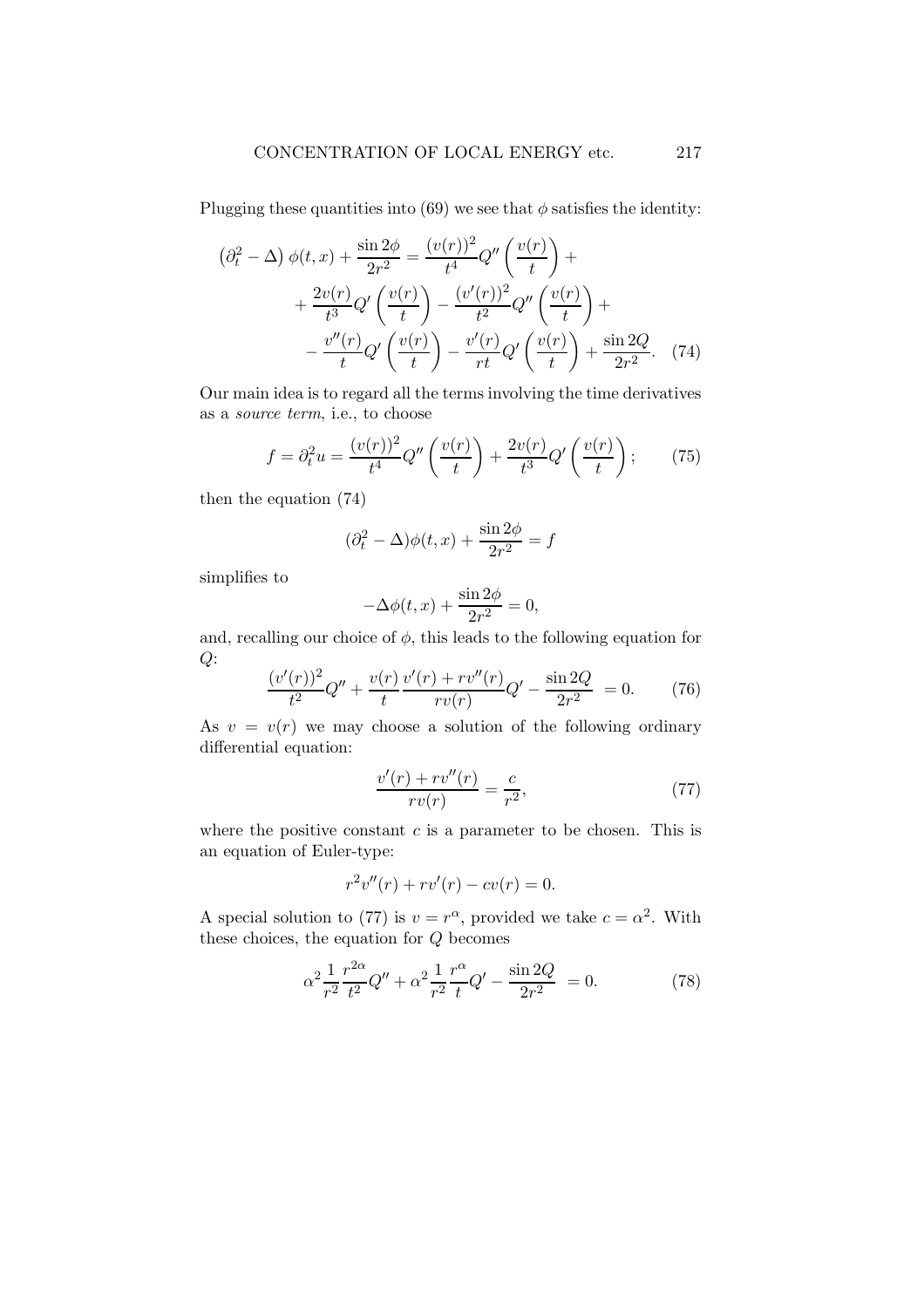Plugging these quantities into (69) we see that $\phi$ satisfies the identity:

$$
\begin{aligned}
\left(\partial_t^2 - \Delta\right) \phi(t,x) + \frac{\sin 2\phi}{2r^2} &= \frac{(v(r))^2}{t^4} Q''\left(\frac{v(r)}{t}\right) + \\
&+ \frac{2v(r)}{t^3} Q'\left(\frac{v(r)}{t}\right) - \frac{(v'(r))^2}{t^2} Q''\left(\frac{v(r)}{t}\right) + \\
&- \frac{v''(r)}{t} Q'\left(\frac{v(r)}{t}\right) - \frac{v'(r)}{rt} Q'\left(\frac{v(r)}{t}\right) + \frac{\sin 2Q}{2r^2}. \quad (74)
\end{aligned}
$$

Our main idea is to regard all the terms involving the time derivatives as a *source term*, i.e., to choose

$$
f = \partial_t^2 u = \frac{(v(r))^2}{t^4} Q''\left(\frac{v(r)}{t}\right) + \frac{2v(r)}{t^3} Q'\left(\frac{v(r)}{t}\right); \qquad (75)
$$

then the equation (74)

$$
(\partial_t^2 - \Delta)\phi(t,x) + \frac{\sin 2\phi}{2r^2} = f
$$

simplifies to

$$
-\Delta\phi(t,x) + \frac{\sin 2\phi}{2r^2} = 0,
$$

and, recalling our choice of $\phi$, this leads to the following equation for $Q$:

$$
\frac{(v'(r))^2}{t^2} Q'' + \frac{v(r)}{t} \frac{v'(r) + rv''(r)}{rv(r)} Q' - \frac{\sin 2Q}{2r^2} = 0. \qquad (76)
$$

As $v = v(r)$ we may choose a solution of the following ordinary differential equation:

$$
\frac{v'(r) + rv''(r)}{rv(r)} = \frac{c}{r^2}, \qquad (77)
$$

where the positive constant $c$ is a parameter to be chosen. This is an equation of Euler-type:

$$
r^2 v''(r) + rv'(r) - cv(r) = 0.
$$

A special solution to (77) is $v = r^\alpha$, provided we take $c = \alpha^2$. With these choices, the equation for $Q$ becomes

$$
\alpha^2 \frac{1}{r^2} \frac{r^{2\alpha}}{t^2} Q'' + \alpha^2 \frac{1}{r^2} \frac{r^\alpha}{t} Q' - \frac{\sin 2Q}{2r^2} = 0. \qquad (78)
$$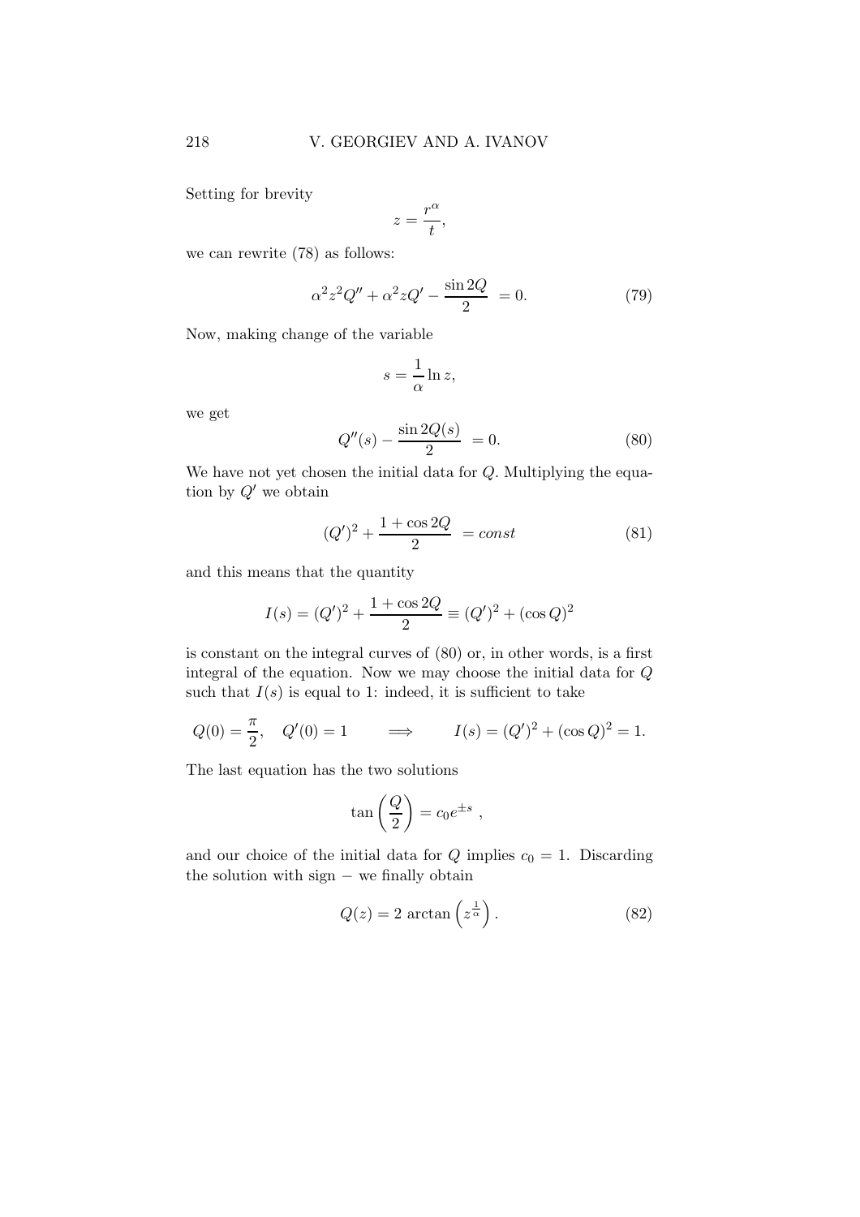Setting for brevity

$$z = \frac{r^\alpha}{t},$$

we can rewrite (78) as follows:

$$\alpha^2 z^2 Q'' + \alpha^2 z Q' - \frac{\sin 2Q}{2} \ = 0. \tag{79}$$

Now, making change of the variable

$$s = \frac{1}{\alpha} \ln z,$$

we get

$$Q''(s) - \frac{\sin 2Q(s)}{2} \ = 0. \tag{80}$$

We have not yet chosen the initial data for $Q$. Multiplying the equation by $Q'$ we obtain

$$(Q')^2 + \frac{1 + \cos 2Q}{2} \ = const \tag{81}$$

and this means that the quantity

$$I(s) = (Q')^2 + \frac{1 + \cos 2Q}{2} \equiv (Q')^2 + (\cos Q)^2$$

is constant on the integral curves of (80) or, in other words, is a first integral of the equation. Now we may choose the initial data for $Q$ such that $I(s)$ is equal to 1: indeed, it is sufficient to take

$$Q(0) = \frac{\pi}{2}, \quad Q'(0) = 1 \qquad \Longrightarrow \qquad I(s) = (Q')^2 + (\cos Q)^2 = 1.$$

The last equation has the two solutions

$$\tan\left(\frac{Q}{2}\right) = c_0 e^{\pm s} \ ,$$

and our choice of the initial data for $Q$ implies $c_0 = 1$. Discarding the solution with sign $-$ we finally obtain

$$Q(z) = 2 \ \arctan\left(z^{\frac{1}{\alpha}}\right). \tag{82}$$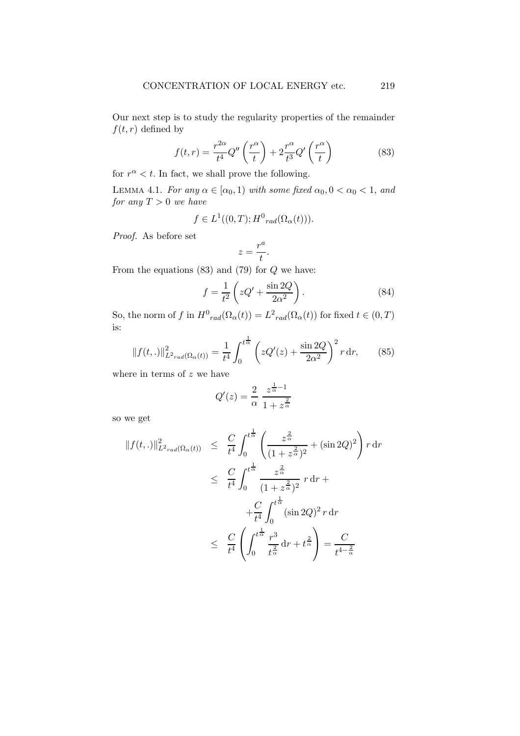Our next step is to study the regularity properties of the remainder $f(t,r)$ defined by

$$f(t,r) = \frac{r^{2\alpha}}{t^4} Q''\left(\frac{r^\alpha}{t}\right) + 2\frac{r^\alpha}{t^3} Q'\left(\frac{r^\alpha}{t}\right) \tag{83}$$

for $r^\alpha < t$. In fact, we shall prove the following.

Lemma 4.1. *For any $\alpha \in [\alpha_0, 1)$ with some fixed $\alpha_0, 0 < \alpha_0 < 1$, and for any $T > 0$ we have*

$$f \in L^1((0,T); {H^0}_{rad}(\Omega_\alpha(t))).$$

*Proof.* As before set

$$z = \frac{r^a}{t}.$$

From the equations (83) and (79) for $Q$ we have:

$$f = \frac{1}{t^2}\left( zQ' + \frac{\sin 2Q}{2\alpha^2}\right). \tag{84}$$

So, the norm of $f$ in ${H^0}_{rad}(\Omega_\alpha(t)) = {L^2}_{rad}(\Omega_\alpha(t))$ for fixed $t \in (0,T)$ is:

$$\|f(t,.)\|^2_{{L^2}_{rad}(\Omega_\alpha(t))} = \frac{1}{t^4}\int_0^{t^{\frac{1}{\alpha}}} \left( zQ'(z) + \frac{\sin 2Q}{2\alpha^2}\right)^2 r\,\mathrm{d}r, \tag{85}$$

where in terms of $z$ we have

$$Q'(z) = \frac{2}{\alpha}\,\frac{z^{\frac{1}{\alpha}-1}}{1+z^{\frac{2}{\alpha}}}$$

so we get

$$\begin{aligned}
\|f(t,.)\|^2_{{L^2}_{rad}(\Omega_\alpha(t))} &\leq \frac{C}{t^4}\int_0^{t^{\frac{1}{\alpha}}} \left( \frac{z^{\frac{2}{\alpha}}}{(1+z^{\frac{2}{\alpha}})^2} + (\sin 2Q)^2 \right) r\,\mathrm{d}r \\
&\leq \frac{C}{t^4}\int_0^{t^{\frac{1}{\alpha}}} \frac{z^{\frac{2}{\alpha}}}{(1+z^{\frac{2}{\alpha}})^2}\, r\,\mathrm{d}r + \\
&\qquad + \frac{C}{t^4}\int_0^{t^{\frac{1}{\alpha}}} (\sin 2Q)^2\, r\,\mathrm{d}r \\
&\leq \frac{C}{t^4}\left( \int_0^{t^{\frac{1}{\alpha}}} \frac{r^3}{t^{\frac{2}{\alpha}}}\,\mathrm{d}r + t^{\frac{2}{\alpha}} \right) = \frac{C}{t^{4-\frac{2}{\alpha}}}
\end{aligned}$$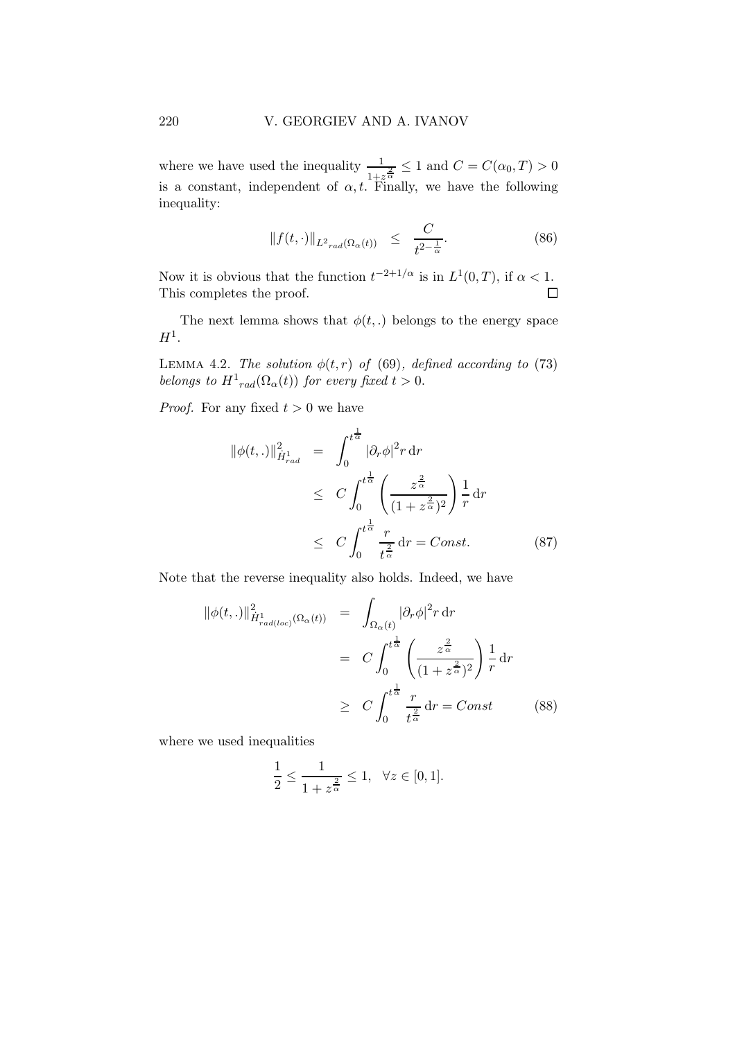where we have used the inequality $\frac{1}{1+z^{\frac{2}{\alpha}}} \leq 1$ and $C = C(\alpha_0, T) > 0$ is a constant, independent of $\alpha, t$. Finally, we have the following inequality:

$$\|f(t, \cdot)\|_{L^2{}_{rad}(\Omega_\alpha(t))} \leq \frac{C}{t^{2-\frac{1}{\alpha}}}. \tag{86}$$

Now it is obvious that the function $t^{-2+1/\alpha}$ is in $L^1(0, T)$, if $\alpha < 1$. This completes the proof. $\square$

The next lemma shows that $\phi(t, .)$ belongs to the energy space $H^1$.

LEMMA 4.2. *The solution $\phi(t, r)$ of (69), defined according to (73) belongs to ${H^1}_{rad}(\Omega_\alpha(t))$ for every fixed $t > 0$.*

*Proof.* For any fixed $t > 0$ we have

$$\begin{aligned}
\|\phi(t, .)\|^2_{\dot{H}^1_{rad}} &= \int_0^{t^{\frac{1}{\alpha}}} |\partial_r \phi|^2 r \, \mathrm{d}r \\
&\leq C \int_0^{t^{\frac{1}{\alpha}}} \left( \frac{z^{\frac{2}{\alpha}}}{(1 + z^{\frac{2}{\alpha}})^2} \right) \frac{1}{r} \, \mathrm{d}r \\
&\leq C \int_0^{t^{\frac{1}{\alpha}}} \frac{r}{t^{\frac{2}{\alpha}}} \, \mathrm{d}r = Const. 
\end{aligned} \tag{87}$$

Note that the reverse inequality also holds. Indeed, we have

$$\begin{aligned}
\|\phi(t, .)\|^2_{\dot{H}^1_{rad(loc)}(\Omega_\alpha(t))} &= \int_{\Omega_\alpha(t)} |\partial_r \phi|^2 r \, \mathrm{d}r \\
&= C \int_0^{t^{\frac{1}{\alpha}}} \left( \frac{z^{\frac{2}{\alpha}}}{(1 + z^{\frac{2}{\alpha}})^2} \right) \frac{1}{r} \, \mathrm{d}r \\
&\geq C \int_0^{t^{\frac{1}{\alpha}}} \frac{r}{t^{\frac{2}{\alpha}}} \, \mathrm{d}r = Const
\end{aligned} \tag{88}$$

where we used inequalities

$$\frac{1}{2} \leq \frac{1}{1 + z^{\frac{2}{\alpha}}} \leq 1, \quad \forall z \in [0, 1].$$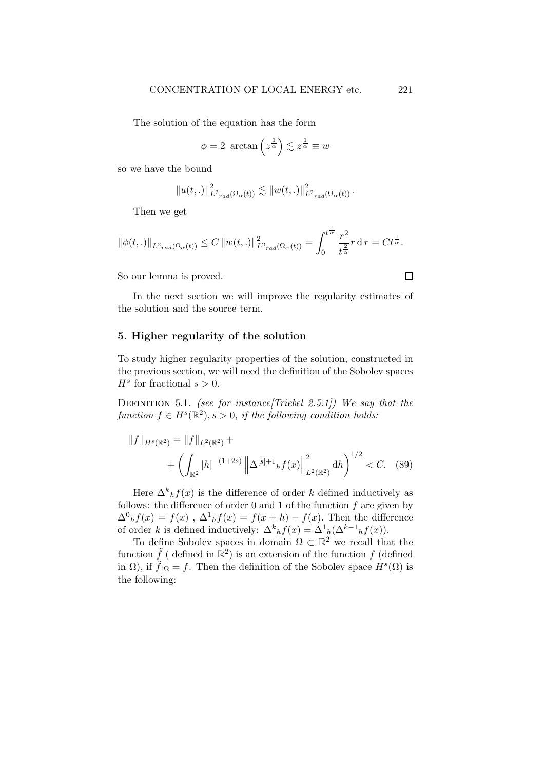The solution of the equation has the form

$$\phi = 2\ \arctan\left(z^{\frac{1}{\alpha}}\right) \lesssim z^{\frac{1}{\alpha}} \equiv w$$

so we have the bound

$$\|u(t,.)\|^2_{L^2{}_{rad}(\Omega_\alpha(t))} \lesssim \|w(t,.)\|^2_{L^2{}_{rad}(\Omega_\alpha(t))}.$$

Then we get

$$\|\phi(t,.)\|_{L^2{}_{rad}(\Omega_\alpha(t))} \leq C\,\|w(t,.)\|^2_{L^2{}_{rad}(\Omega_\alpha(t))} = \int_0^{t^{\frac{1}{\alpha}}} \frac{r^2}{t^{\frac{2}{\alpha}}} r \,\mathrm{d}\, r = Ct^{\frac{1}{\alpha}}.$$

So our lemma is proved. $\square$

In the next section we will improve the regularity estimates of the solution and the source term.

## 5. Higher regularity of the solution

To study higher regularity properties of the solution, constructed in the previous section, we will need the definition of the Sobolev spaces $H^s$ for fractional $s > 0$.

Definition 5.1. *(see for instance[Triebel 2.5.1]) We say that the function $f \in H^s(\mathbb{R}^2), s > 0$, if the following condition holds:*

$$\|f\|_{H^s(\mathbb{R}^2)} = \|f\|_{L^2(\mathbb{R}^2)} + \\ + \left(\int_{\mathbb{R}^2} |h|^{-(1+2s)} \left\|\Delta^{[s]+1}{}_h f(x)\right\|^2_{L^2(\mathbb{R}^2)} \mathrm{d}h\right)^{1/2} < C. \quad (89)$$

Here $\Delta^k{}_h f(x)$ is the difference of order $k$ defined inductively as follows: the difference of order 0 and 1 of the function $f$ are given by $\Delta^0{}_h f(x) = f(x)$ , $\Delta^1{}_h f(x) = f(x+h) - f(x)$. Then the difference of order $k$ is defined inductively: $\Delta^k{}_h f(x) = \Delta^1{}_h(\Delta^{k-1}{}_h f(x))$.

To define Sobolev spaces in domain $\Omega \subset \mathbb{R}^2$ we recall that the function $\tilde{f}$ ( defined in $\mathbb{R}^2$) is an extension of the function $f$ (defined in $\Omega$), if $\tilde{f}_{\restriction\Omega} = f$. Then the definition of the Sobolev space $H^s(\Omega)$ is the following: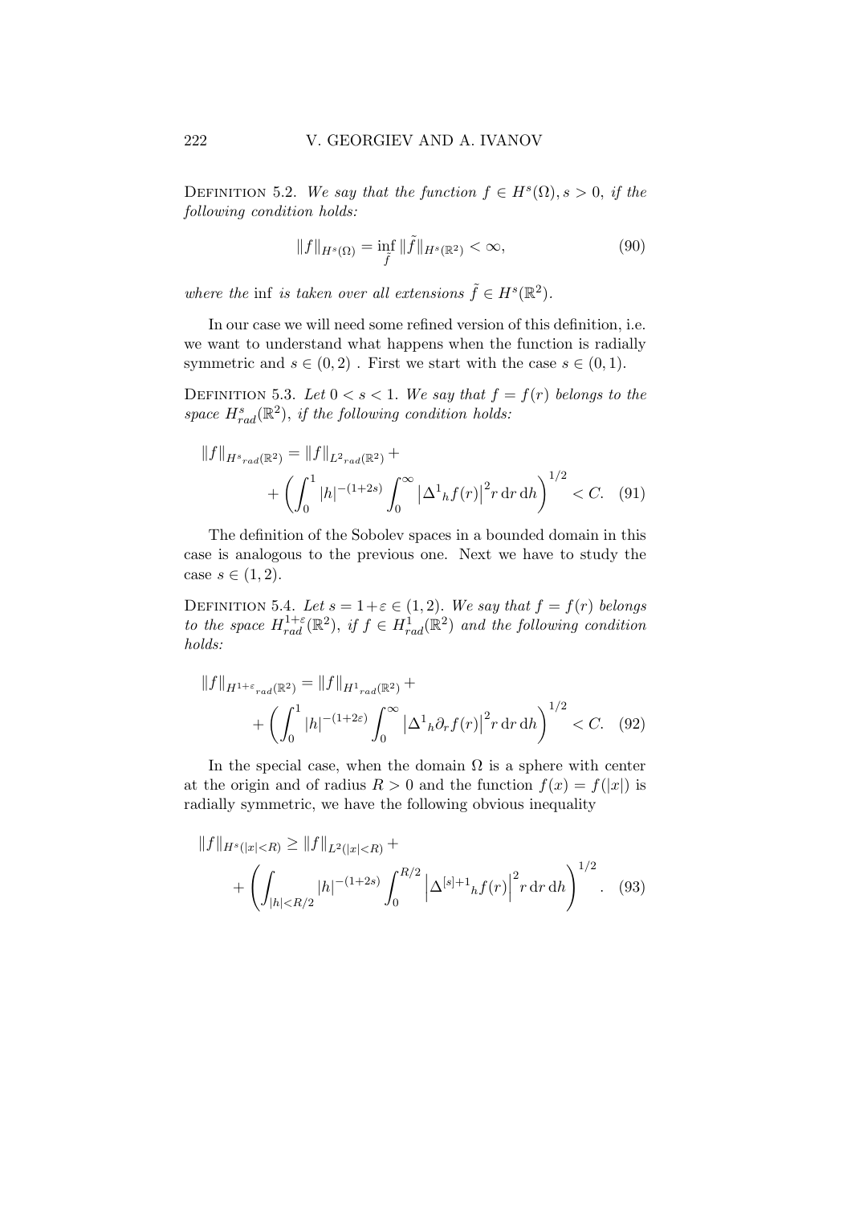Definition 5.2. *We say that the function $f \in H^s(\Omega), s > 0$, if the following condition holds:*

$$\|f\|_{H^s(\Omega)} = \inf_{\tilde{f}} \|\tilde{f}\|_{H^s(\mathbb{R}^2)} < \infty, \tag{90}$$

*where the* inf *is taken over all extensions $\tilde{f} \in H^s(\mathbb{R}^2)$.*

In our case we will need some refined version of this definition, i.e. we want to understand what happens when the function is radially symmetric and $s \in (0,2)$ . First we start with the case $s \in (0,1)$.

Definition 5.3. *Let $0 < s < 1$. We say that $f = f(r)$ belongs to the space $H^s_{rad}(\mathbb{R}^2)$, if the following condition holds:*

$$\|f\|_{H^s{}_{rad}(\mathbb{R}^2)} = \|f\|_{L^2{}_{rad}(\mathbb{R}^2)} + \\ + \left( \int_0^1 |h|^{-(1+2s)} \int_0^\infty \left|\Delta^1{}_h f(r)\right|^2 r \,\mathrm{d}r \,\mathrm{d}h \right)^{1/2} < C. \tag{91}$$

The definition of the Sobolev spaces in a bounded domain in this case is analogous to the previous one. Next we have to study the case $s \in (1,2)$.

Definition 5.4. *Let $s = 1+\varepsilon \in (1,2)$. We say that $f = f(r)$ belongs to the space $H^{1+\varepsilon}_{rad}(\mathbb{R}^2)$, if $f \in H^1_{rad}(\mathbb{R}^2)$ and the following condition holds:*

$$\|f\|_{H^{1+\varepsilon}{}_{rad}(\mathbb{R}^2)} = \|f\|_{H^1{}_{rad}(\mathbb{R}^2)} + \\ + \left( \int_0^1 |h|^{-(1+2\varepsilon)} \int_0^\infty \left|\Delta^1{}_h \partial_r f(r)\right|^2 r \,\mathrm{d}r \,\mathrm{d}h \right)^{1/2} < C. \tag{92}$$

In the special case, when the domain $\Omega$ is a sphere with center at the origin and of radius $R > 0$ and the function $f(x) = f(|x|)$ is radially symmetric, we have the following obvious inequality

$$\|f\|_{H^s(|x|<R)} \geq \|f\|_{L^2(|x|<R)} + \\ + \left( \int_{|h|<R/2} |h|^{-(1+2s)} \int_0^{R/2} \left|\Delta^{[s]+1}{}_h f(r)\right|^2 r \,\mathrm{d}r \,\mathrm{d}h \right)^{1/2}. \tag{93}$$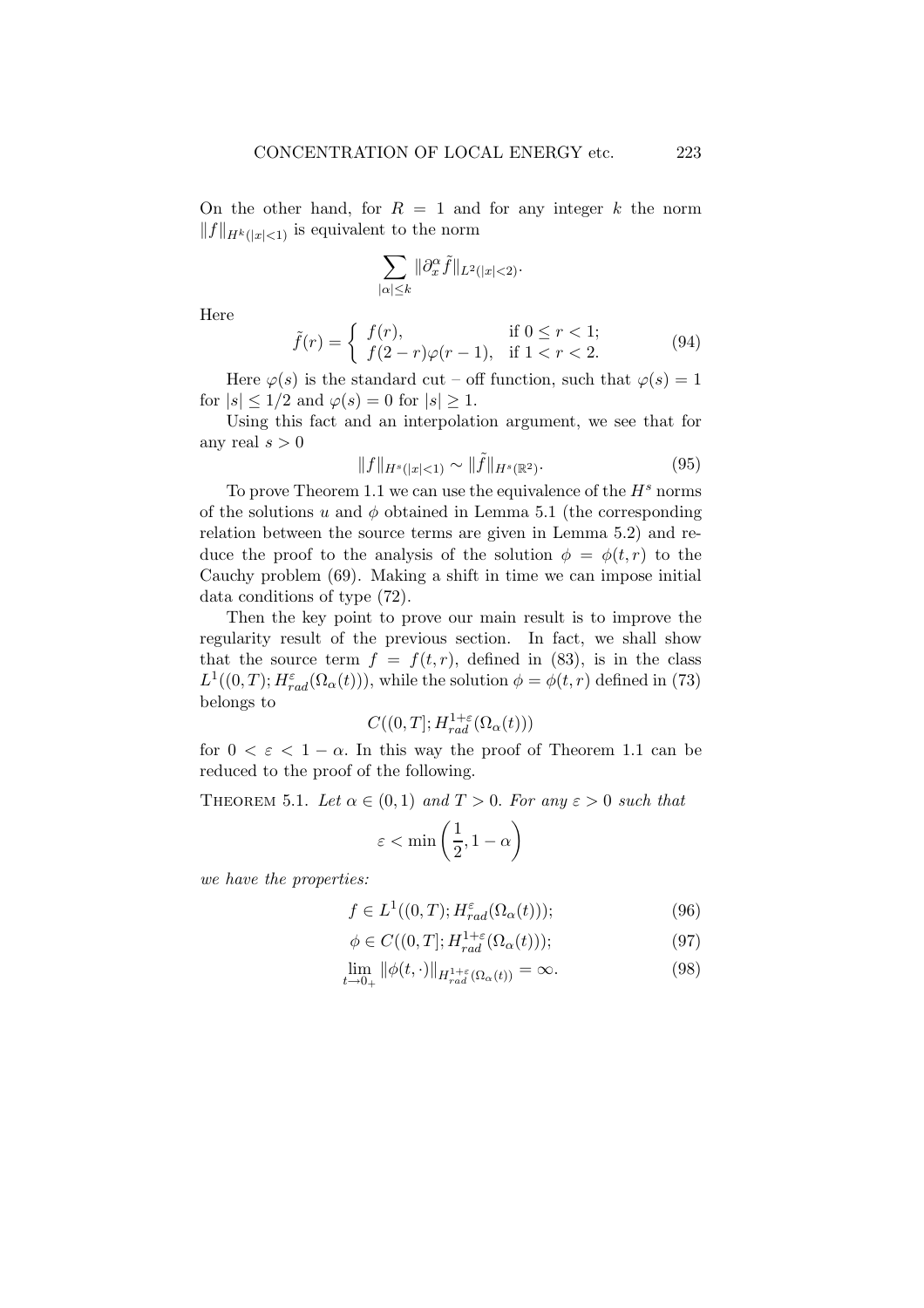On the other hand, for $R = 1$ and for any integer $k$ the norm $\|f\|_{H^k(|x|<1)}$ is equivalent to the norm

$$\sum_{|\alpha|\le k} \|\partial_x^\alpha \tilde{f}\|_{L^2(|x|<2)}.$$

Here

$$\tilde{f}(r) = \begin{cases} f(r), & \text{if } 0 \le r < 1; \\ f(2-r)\varphi(r-1), & \text{if } 1 < r < 2. \end{cases} \tag{94}$$

Here $\varphi(s)$ is the standard cut – off function, such that $\varphi(s) = 1$ for $|s| \le 1/2$ and $\varphi(s) = 0$ for $|s| \ge 1$.

Using this fact and an interpolation argument, we see that for any real $s > 0$

$$\|f\|_{H^s(|x|<1)} \sim \|\tilde{f}\|_{H^s(\mathbb{R}^2)}. \tag{95}$$

To prove Theorem 1.1 we can use the equivalence of the $H^s$ norms of the solutions $u$ and $\phi$ obtained in Lemma 5.1 (the corresponding relation between the source terms are given in Lemma 5.2) and reduce the proof to the analysis of the solution $\phi = \phi(t,r)$ to the Cauchy problem (69). Making a shift in time we can impose initial data conditions of type (72).

Then the key point to prove our main result is to improve the regularity result of the previous section. In fact, we shall show that the source term $f = f(t,r)$, defined in (83), is in the class $L^1((0,T); H^{\varepsilon}_{rad}(\Omega_\alpha(t)))$, while the solution $\phi = \phi(t,r)$ defined in (73) belongs to

$$C((0,T]; H^{1+\varepsilon}_{rad}(\Omega_\alpha(t)))$$

for $0 < \varepsilon < 1-\alpha$. In this way the proof of Theorem 1.1 can be reduced to the proof of the following.

THEOREM 5.1. *Let $\alpha \in (0,1)$ and $T > 0$. For any $\varepsilon > 0$ such that*

$$\varepsilon < \min\left(\frac{1}{2}, 1-\alpha\right)$$

*we have the properties:*

$$f \in L^1((0,T); H^{\varepsilon}_{rad}(\Omega_\alpha(t))); \tag{96}$$

$$\phi \in C((0,T]; H^{1+\varepsilon}_{rad}(\Omega_\alpha(t))); \tag{97}$$

$$\lim_{t\to 0_+} \|\phi(t,\cdot)\|_{H^{1+\varepsilon}_{rad}(\Omega_\alpha(t))} = \infty. \tag{98}$$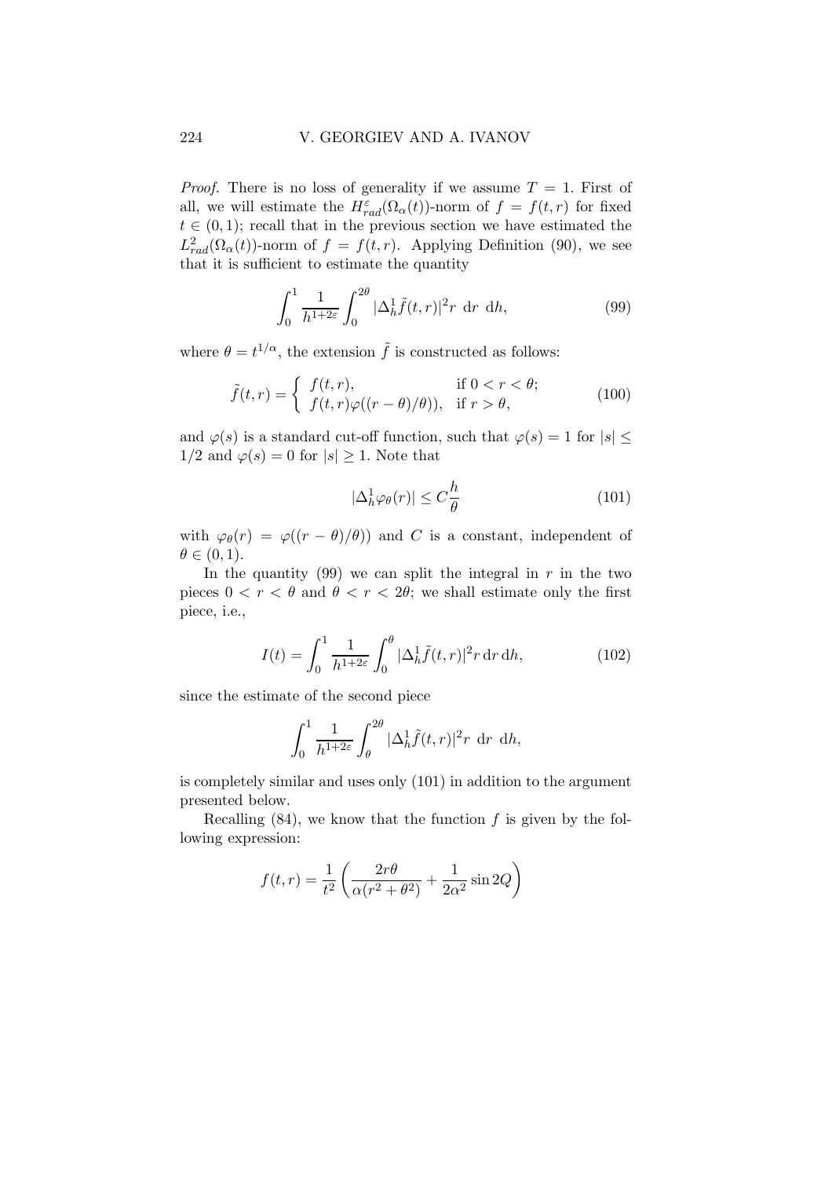*Proof.* There is no loss of generality if we assume $T = 1$. First of all, we will estimate the $H^{\varepsilon}_{rad}(\Omega_\alpha(t))$-norm of $f = f(t,r)$ for fixed $t \in (0,1)$; recall that in the previous section we have estimated the $L^2_{rad}(\Omega_\alpha(t))$-norm of $f = f(t,r)$. Applying Definition (90), we see that it is sufficient to estimate the quantity

$$\int_0^1 \frac{1}{h^{1+2\varepsilon}} \int_0^{2\theta} |\Delta_h^1 \tilde{f}(t,r)|^2 r \, \mathrm{d}r \, \mathrm{d}h, \tag{99}$$

where $\theta = t^{1/\alpha}$, the extension $\tilde{f}$ is constructed as follows:

$$\tilde{f}(t,r) = \begin{cases} f(t,r), & \text{if } 0 < r < \theta; \\ f(t,r)\varphi((r-\theta)/\theta)), & \text{if } r > \theta, \end{cases} \tag{100}$$

and $\varphi(s)$ is a standard cut-off function, such that $\varphi(s) = 1$ for $|s| \leq 1/2$ and $\varphi(s) = 0$ for $|s| \geq 1$. Note that

$$|\Delta_h^1 \varphi_\theta(r)| \leq C \frac{h}{\theta} \tag{101}$$

with $\varphi_\theta(r) = \varphi((r-\theta)/\theta))$ and $C$ is a constant, independent of $\theta \in (0,1)$.

In the quantity (99) we can split the integral in $r$ in the two pieces $0 < r < \theta$ and $\theta < r < 2\theta$; we shall estimate only the first piece, i.e.,

$$I(t) = \int_0^1 \frac{1}{h^{1+2\varepsilon}} \int_0^{\theta} |\Delta_h^1 \tilde{f}(t,r)|^2 r \, \mathrm{d}r \, \mathrm{d}h, \tag{102}$$

since the estimate of the second piece

$$\int_0^1 \frac{1}{h^{1+2\varepsilon}} \int_\theta^{2\theta} |\Delta_h^1 \tilde{f}(t,r)|^2 r \, \mathrm{d}r \, \mathrm{d}h,$$

is completely similar and uses only (101) in addition to the argument presented below.

Recalling (84), we know that the function $f$ is given by the following expression:

$$f(t,r) = \frac{1}{t^2} \left( \frac{2r\theta}{\alpha(r^2 + \theta^2)} + \frac{1}{2\alpha^2} \sin 2Q \right)$$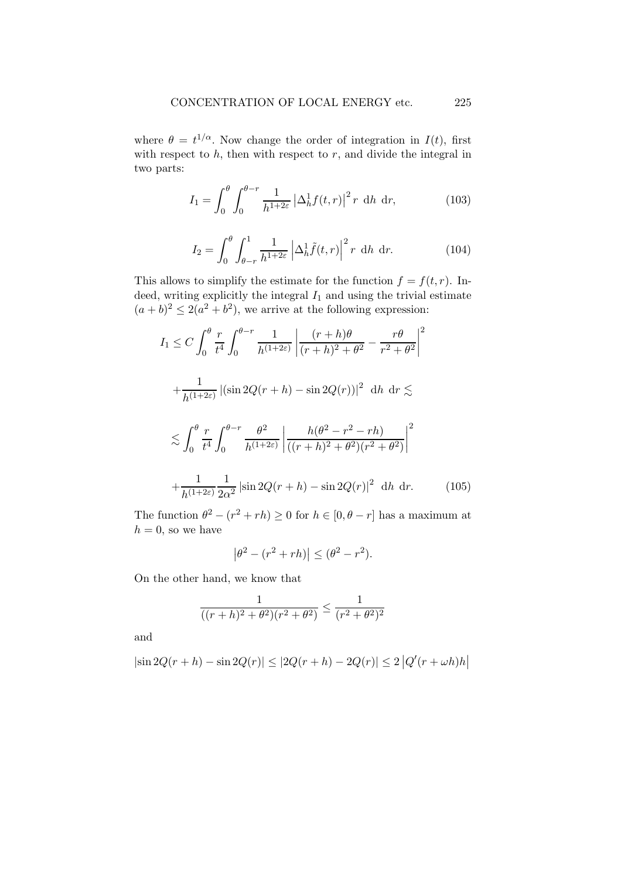where $\theta = t^{1/\alpha}$. Now change the order of integration in $I(t)$, first with respect to $h$, then with respect to $r$, and divide the integral in two parts:

$$I_1 = \int_0^\theta \int_0^{\theta - r} \frac{1}{h^{1+2\varepsilon}} \left|\Delta_h^1 f(t,r)\right|^2 r \; \mathrm{d}h \; \mathrm{d}r, \tag{103}$$

$$I_2 = \int_0^\theta \int_{\theta - r}^1 \frac{1}{h^{1+2\varepsilon}} \left|\Delta_h^1 \tilde{f}(t,r)\right|^2 r \; \mathrm{d}h \; \mathrm{d}r. \tag{104}$$

This allows to simplify the estimate for the function $f = f(t,r)$. Indeed, writing explicitly the integral $I_1$ and using the trivial estimate $(a+b)^2 \leq 2(a^2+b^2)$, we arrive at the following expression:

$$\begin{aligned}
I_1 \leq C \int_0^\theta \frac{r}{t^4} \int_0^{\theta - r} \frac{1}{h^{(1+2\varepsilon)}} \left| \frac{(r+h)\theta}{(r+h)^2 + \theta^2} - \frac{r\theta}{r^2+\theta^2} \right|^2 \\
+ \frac{1}{h^{(1+2\varepsilon)}} \left|(\sin 2Q(r+h) - \sin 2Q(r))\right|^2 \; \mathrm{d}h \; \mathrm{d}r \lesssim \\
\lesssim \int_0^\theta \frac{r}{t^4} \int_0^{\theta - r} \frac{\theta^2}{h^{(1+2\varepsilon)}} \left| \frac{h(\theta^2 - r^2 - rh)}{((r+h)^2+\theta^2)(r^2+\theta^2)} \right|^2 \\
+ \frac{1}{h^{(1+2\varepsilon)}} \frac{1}{2\alpha^2} \left|\sin 2Q(r+h) - \sin 2Q(r)\right|^2 \; \mathrm{d}h \; \mathrm{d}r.
\end{aligned} \tag{105}$$

The function $\theta^2 - (r^2 + rh) \geq 0$ for $h \in [0, \theta - r]$ has a maximum at $h = 0$, so we have

$$\left|\theta^2 - (r^2 + rh)\right| \leq (\theta^2 - r^2).$$

On the other hand, we know that

$$\frac{1}{((r+h)^2+\theta^2)(r^2+\theta^2)} \leq \frac{1}{(r^2+\theta^2)^2}$$

and

$$\left|\sin 2Q(r+h) - \sin 2Q(r)\right| \leq \left|2Q(r+h) - 2Q(r)\right| \leq 2\left|Q'(r+\omega h)h\right|$$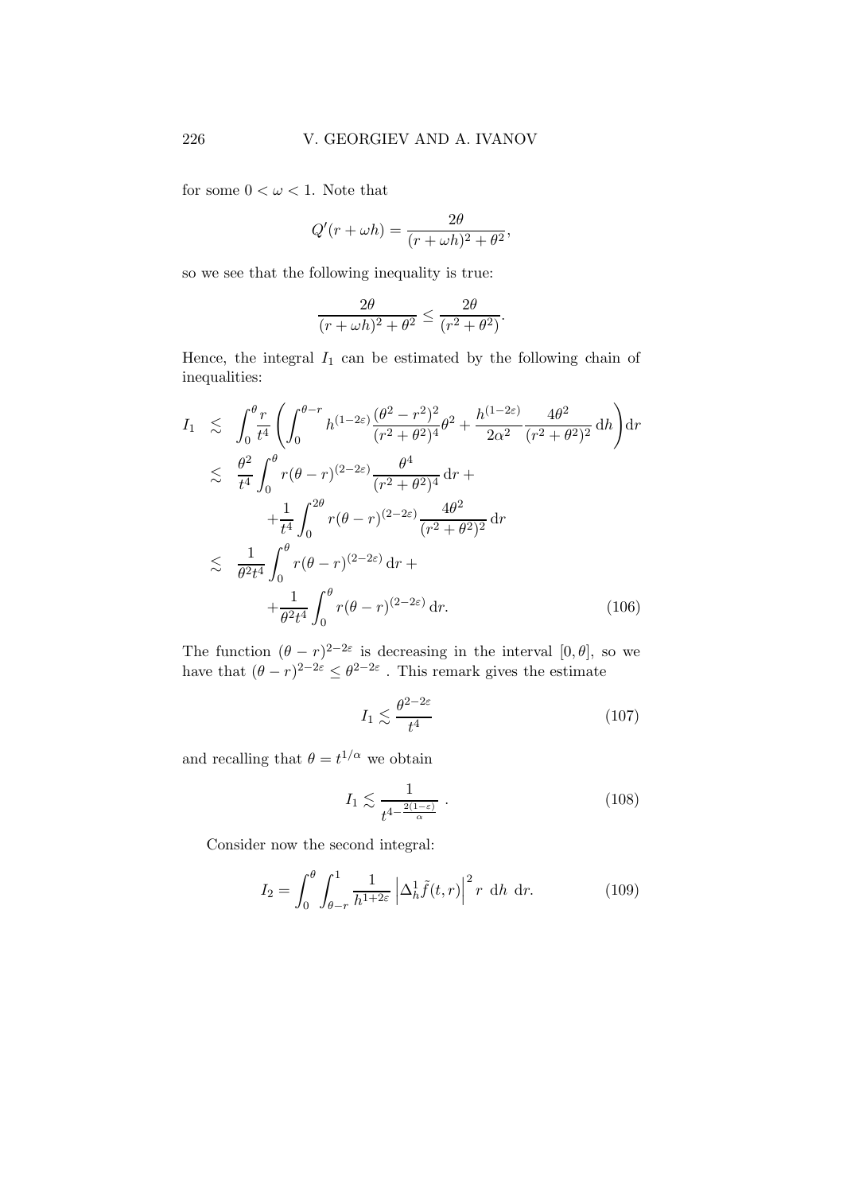for some $0 < \omega < 1$. Note that

$$Q'(r + \omega h) = \frac{2\theta}{(r + \omega h)^2 + \theta^2},$$

so we see that the following inequality is true:

$$\frac{2\theta}{(r + \omega h)^2 + \theta^2} \leq \frac{2\theta}{(r^2 + \theta^2)}.$$

Hence, the integral $I_1$ can be estimated by the following chain of inequalities:

$$\begin{aligned}
I_1 \quad &\lesssim \quad \int_0^\theta \frac{r}{t^4} \left( \int_0^{\theta - r} h^{(1-2\varepsilon)} \frac{(\theta^2 - r^2)^2}{(r^2 + \theta^2)^4} \theta^2 + \frac{h^{(1-2\varepsilon)}}{2\alpha^2} \frac{4\theta^2}{(r^2 + \theta^2)^2} \, \mathrm{d}h \right) \mathrm{d}r \\
&\lesssim \quad \frac{\theta^2}{t^4} \int_0^\theta r(\theta - r)^{(2-2\varepsilon)} \frac{\theta^4}{(r^2 + \theta^2)^4} \, \mathrm{d}r + \\
&\qquad + \frac{1}{t^4} \int_0^{2\theta} r(\theta - r)^{(2-2\varepsilon)} \frac{4\theta^2}{(r^2 + \theta^2)^2} \, \mathrm{d}r \\
&\lesssim \quad \frac{1}{\theta^2 t^4} \int_0^\theta r(\theta - r)^{(2-2\varepsilon)} \, \mathrm{d}r + \\
&\qquad + \frac{1}{\theta^2 t^4} \int_0^\theta r(\theta - r)^{(2-2\varepsilon)} \, \mathrm{d}r. \qquad (106)
\end{aligned}$$

The function $(\theta - r)^{2-2\varepsilon}$ is decreasing in the interval $[0, \theta]$, so we have that $(\theta - r)^{2-2\varepsilon} \leq \theta^{2-2\varepsilon}$ . This remark gives the estimate

$$I_1 \lesssim \frac{\theta^{2-2\varepsilon}}{t^4} \qquad (107)$$

and recalling that $\theta = t^{1/\alpha}$ we obtain

$$I_1 \lesssim \frac{1}{t^{4 - \frac{2(1-\varepsilon)}{\alpha}}} \; . \qquad (108)$$

Consider now the second integral:

$$I_2 = \int_0^\theta \int_{\theta - r}^1 \frac{1}{h^{1+2\varepsilon}} \left| \Delta_h^1 \tilde{f}(t, r) \right|^2 r \; \mathrm{d}h \; \mathrm{d}r. \qquad (109)$$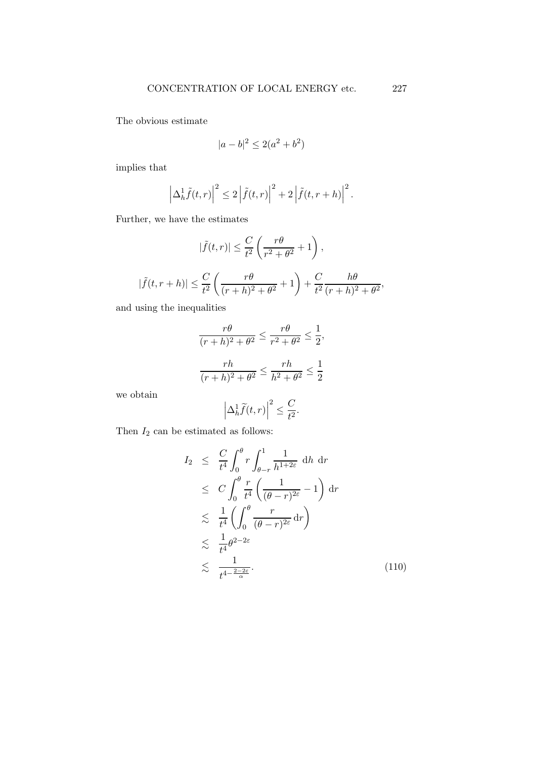The obvious estimate

$$|a-b|^2 \leq 2(a^2+b^2)$$

implies that

$$\left|\Delta_h^1 \tilde{f}(t,r)\right|^2 \leq 2\left|\tilde{f}(t,r)\right|^2 + 2\left|\tilde{f}(t,r+h)\right|^2.$$

Further, we have the estimates

$$|\tilde{f}(t,r)| \leq \frac{C}{t^2}\left(\frac{r\theta}{r^2+\theta^2}+1\right),$$

$$|\tilde{f}(t,r+h)| \leq \frac{C}{t^2}\left(\frac{r\theta}{(r+h)^2+\theta^2}+1\right) + \frac{C}{t^2}\frac{h\theta}{(r+h)^2+\theta^2},$$

and using the inequalities

$$\frac{r\theta}{(r+h)^2+\theta^2} \leq \frac{r\theta}{r^2+\theta^2} \leq \frac{1}{2},$$

$$\frac{rh}{(r+h)^2+\theta^2} \leq \frac{rh}{h^2+\theta^2} \leq \frac{1}{2}$$

we obtain

$$\left|\Delta_h^1 \widetilde{f}(t,r)\right|^2 \leq \frac{C}{t^2}.$$

Then $I_2$ can be estimated as follows:

$$\begin{aligned}
I_2 &\leq \frac{C}{t^4}\int_0^\theta r \int_{\theta-r}^1 \frac{1}{h^{1+2\varepsilon}} \ \mathrm{d}h \ \mathrm{d}r \\
&\leq C\int_0^\theta \frac{r}{t^4}\left(\frac{1}{(\theta-r)^{2\varepsilon}}-1\right) \mathrm{d}r \\
&\lesssim \frac{1}{t^4}\left(\int_0^\theta \frac{r}{(\theta-r)^{2\varepsilon}}\,\mathrm{d}r\right) \\
&\lesssim \frac{1}{t^4}\theta^{2-2\varepsilon} \\
&\lesssim \frac{1}{t^{4-\frac{2-2\varepsilon}{\alpha}}}. \qquad (110)
\end{aligned}$$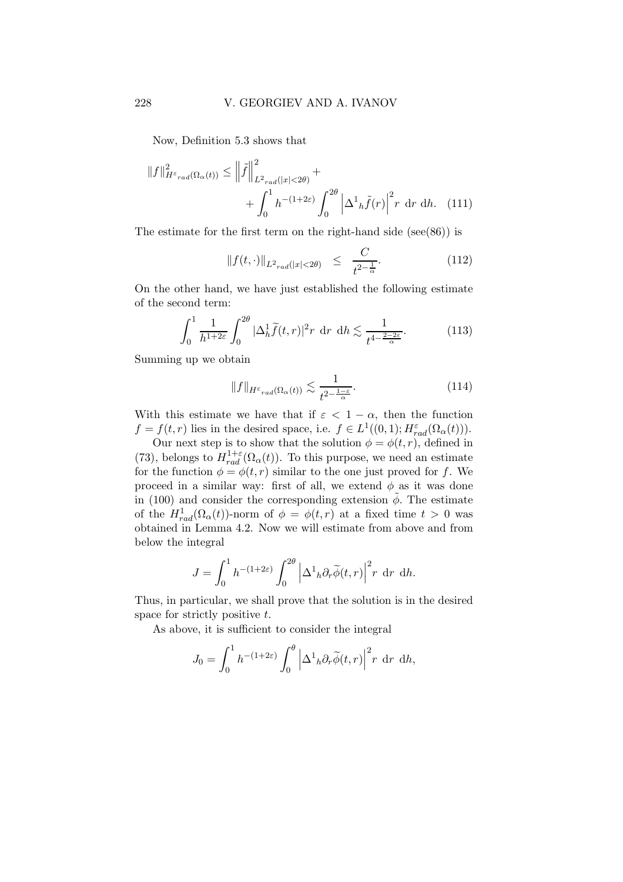Now, Definition 5.3 shows that

$$\|f\|^2_{H^{\varepsilon}{}_{rad}(\Omega_\alpha(t))} \leq \left\|\tilde{f}\right\|^2_{L^2{}_{rad}(|x|<2\theta)} + \\ + \int_0^1 h^{-(1+2\varepsilon)} \int_0^{2\theta} \left|\Delta^1{}_h \tilde{f}(r)\right|^2 r \, \mathrm{d}r \, \mathrm{d}h. \quad (111)$$

The estimate for the first term on the right-hand side (see(86)) is

$$\|f(t,\cdot)\|_{L^2{}_{rad}(|x|<2\theta)} \leq \frac{C}{t^{2-\frac{1}{\alpha}}}. \quad (112)$$

On the other hand, we have just established the following estimate of the second term:

$$\int_0^1 \frac{1}{h^{1+2\varepsilon}} \int_0^{2\theta} |\Delta_h^1 \widetilde{f}(t,r)|^2 r \, \mathrm{d}r \, \mathrm{d}h \lesssim \frac{1}{t^{4-\frac{2-2\varepsilon}{\alpha}}}. \quad (113)$$

Summing up we obtain

$$\|f\|_{H^{\varepsilon}{}_{rad}(\Omega_\alpha(t))} \lesssim \frac{1}{t^{2-\frac{1-\varepsilon}{\alpha}}}. \quad (114)$$

With this estimate we have that if $\varepsilon < 1 - \alpha$, then the function $f = f(t,r)$ lies in the desired space, i.e. $f \in L^1((0,1); H^{\varepsilon}_{rad}(\Omega_\alpha(t)))$.

Our next step is to show that the solution $\phi = \phi(t,r)$, defined in (73), belongs to $H^{1+\varepsilon}_{rad}(\Omega_\alpha(t))$. To this purpose, we need an estimate for the function $\phi = \phi(t,r)$ similar to the one just proved for $f$. We proceed in a similar way: first of all, we extend $\phi$ as it was done in (100) and consider the corresponding extension $\tilde{\phi}$. The estimate of the $H^1_{rad}(\Omega_\alpha(t))$-norm of $\phi = \phi(t,r)$ at a fixed time $t > 0$ was obtained in Lemma 4.2. Now we will estimate from above and from below the integral

$$J = \int_0^1 h^{-(1+2\varepsilon)} \int_0^{2\theta} \left|\Delta^1{}_h \partial_r \widetilde{\phi}(t,r)\right|^2 r \, \mathrm{d}r \, \mathrm{d}h.$$

Thus, in particular, we shall prove that the solution is in the desired space for strictly positive $t$.

As above, it is sufficient to consider the integral

$$J_0 = \int_0^1 h^{-(1+2\varepsilon)} \int_0^{\theta} \left|\Delta^1{}_h \partial_r \widetilde{\phi}(t,r)\right|^2 r \, \mathrm{d}r \, \mathrm{d}h,$$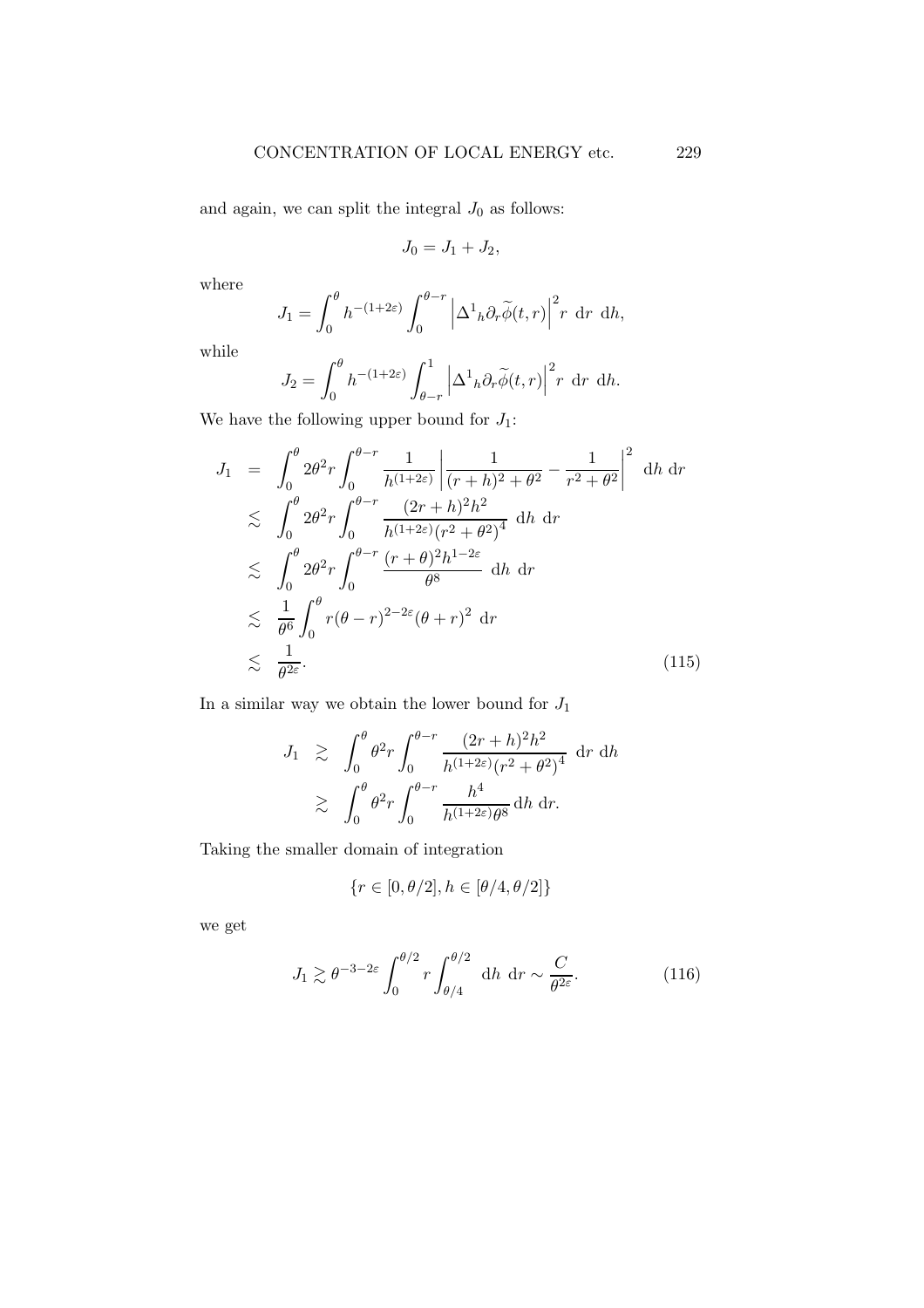and again, we can split the integral $J_0$ as follows:

$$J_0 = J_1 + J_2,$$

where

$$J_1 = \int_0^\theta h^{-(1+2\varepsilon)} \int_0^{\theta - r} \left| \Delta^1{}_h \partial_r \widetilde{\phi}(t,r) \right|^2 r \ \mathrm{d}r \ \mathrm{d}h,$$

while

$$J_2 = \int_0^\theta h^{-(1+2\varepsilon)} \int_{\theta - r}^1 \left| \Delta^1{}_h \partial_r \widetilde{\phi}(t,r) \right|^2 r \ \mathrm{d}r \ \mathrm{d}h.$$

We have the following upper bound for $J_1$:

$$\begin{aligned}
J_1 &= \int_0^\theta 2\theta^2 r \int_0^{\theta - r} \frac{1}{h^{(1+2\varepsilon)}} \left| \frac{1}{(r+h)^2 + \theta^2} - \frac{1}{r^2 + \theta^2} \right|^2 \ \mathrm{d}h \ \mathrm{d}r \\
&\lesssim \int_0^\theta 2\theta^2 r \int_0^{\theta - r} \frac{(2r+h)^2 h^2}{h^{(1+2\varepsilon)} (r^2 + \theta^2)^4} \ \mathrm{d}h \ \mathrm{d}r \\
&\lesssim \int_0^\theta 2\theta^2 r \int_0^{\theta - r} \frac{(r+\theta)^2 h^{1-2\varepsilon}}{\theta^8} \ \mathrm{d}h \ \mathrm{d}r \\
&\lesssim \frac{1}{\theta^6} \int_0^\theta r (\theta - r)^{2-2\varepsilon} (\theta + r)^2 \ \mathrm{d}r \\
&\lesssim \frac{1}{\theta^{2\varepsilon}}.
\end{aligned} \tag{115}$$

In a similar way we obtain the lower bound for $J_1$

$$\begin{aligned}
J_1 &\gtrsim \int_0^\theta \theta^2 r \int_0^{\theta - r} \frac{(2r+h)^2 h^2}{h^{(1+2\varepsilon)} (r^2 + \theta^2)^4} \ \mathrm{d}r \ \mathrm{d}h \\
&\gtrsim \int_0^\theta \theta^2 r \int_0^{\theta - r} \frac{h^4}{h^{(1+2\varepsilon)} \theta^8} \, \mathrm{d}h \ \mathrm{d}r.
\end{aligned}$$

Taking the smaller domain of integration

$$\{r \in [0, \theta/2], h \in [\theta/4, \theta/2]\}$$

we get

$$J_1 \gtrsim \theta^{-3-2\varepsilon} \int_0^{\theta/2} r \int_{\theta/4}^{\theta/2} \ \mathrm{d}h \ \mathrm{d}r \sim \frac{C}{\theta^{2\varepsilon}}. \tag{116}$$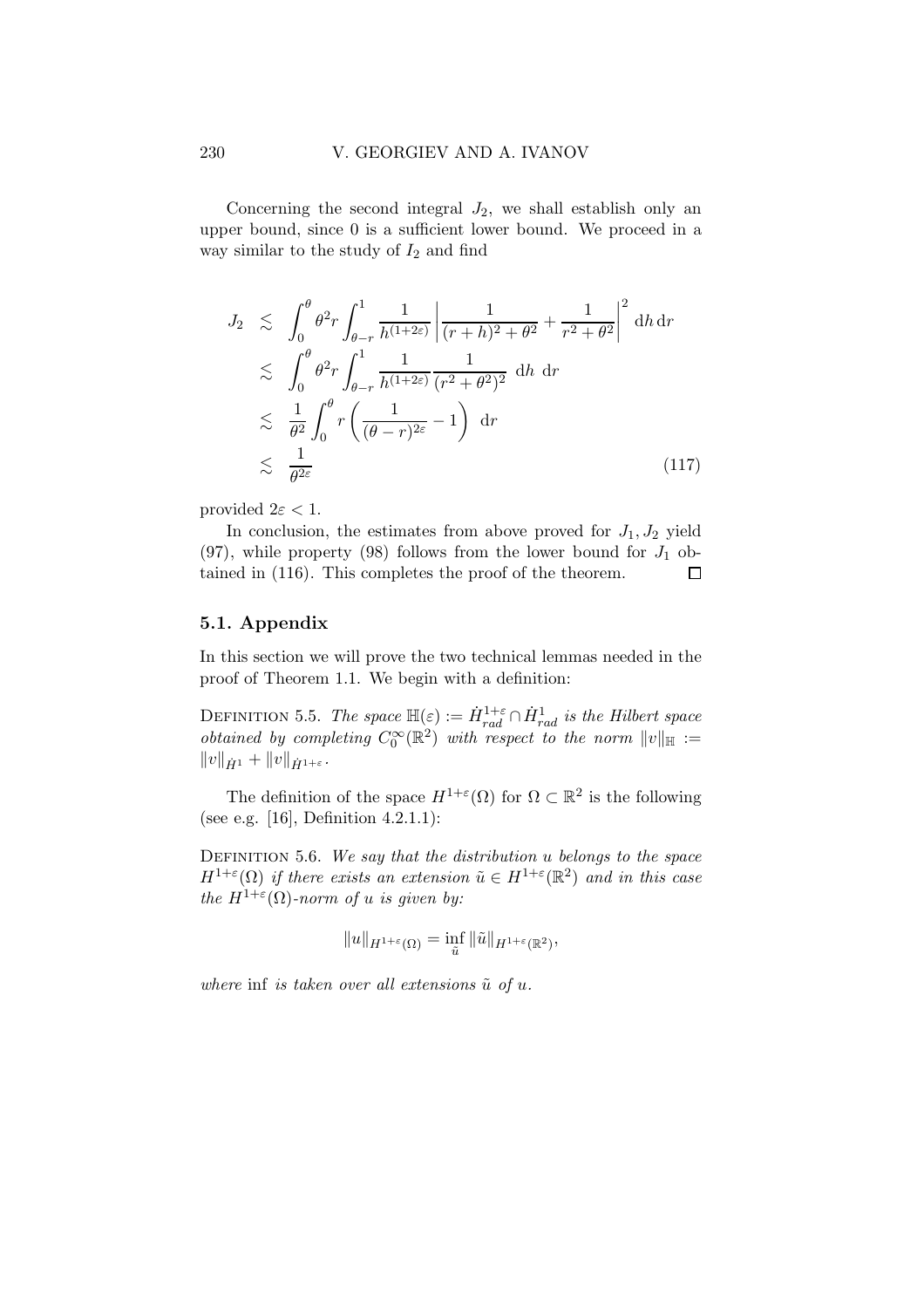Concerning the second integral $J_2$, we shall establish only an upper bound, since 0 is a sufficient lower bound. We proceed in a way similar to the study of $I_2$ and find

$$
\begin{aligned}
J_2 &\lesssim \int_0^\theta \theta^2 r \int_{\theta-r}^1 \frac{1}{h^{(1+2\varepsilon)}} \left| \frac{1}{(r+h)^2+\theta^2} + \frac{1}{r^2+\theta^2} \right|^2 \, \mathrm{d}h \, \mathrm{d}r \\
&\lesssim \int_0^\theta \theta^2 r \int_{\theta-r}^1 \frac{1}{h^{(1+2\varepsilon)}} \frac{1}{(r^2+\theta^2)^2} \, \mathrm{d}h \, \mathrm{d}r \\
&\lesssim \frac{1}{\theta^2} \int_0^\theta r \left( \frac{1}{(\theta-r)^{2\varepsilon}} - 1 \right) \, \mathrm{d}r \\
&\lesssim \frac{1}{\theta^{2\varepsilon}}
\end{aligned} \tag{117}
$$

provided $2\varepsilon < 1$.

In conclusion, the estimates from above proved for $J_1, J_2$ yield (97), while property (98) follows from the lower bound for $J_1$ obtained in (116). This completes the proof of the theorem. □

## 5.1. Appendix

In this section we will prove the two technical lemmas needed in the proof of Theorem 1.1. We begin with a definition:

DEFINITION 5.5. *The space $\mathbb{H}(\varepsilon) := \dot{H}^{1+\varepsilon}_{rad} \cap \dot{H}^1_{rad}$ is the Hilbert space obtained by completing $C_0^\infty(\mathbb{R}^2)$ with respect to the norm $\|v\|_{\mathbb{H}} := \|v\|_{\dot{H}^1} + \|v\|_{\dot{H}^{1+\varepsilon}}$.*

The definition of the space $H^{1+\varepsilon}(\Omega)$ for $\Omega \subset \mathbb{R}^2$ is the following (see e.g. [16], Definition 4.2.1.1):

DEFINITION 5.6. *We say that the distribution $u$ belongs to the space $H^{1+\varepsilon}(\Omega)$ if there exists an extension $\tilde{u} \in H^{1+\varepsilon}(\mathbb{R}^2)$ and in this case the $H^{1+\varepsilon}(\Omega)$-norm of $u$ is given by:*

$$
\|u\|_{H^{1+\varepsilon}(\Omega)} = \inf_{\tilde{u}} \|\tilde{u}\|_{H^{1+\varepsilon}(\mathbb{R}^2)},
$$

*where* inf *is taken over all extensions $\tilde{u}$ of $u$.*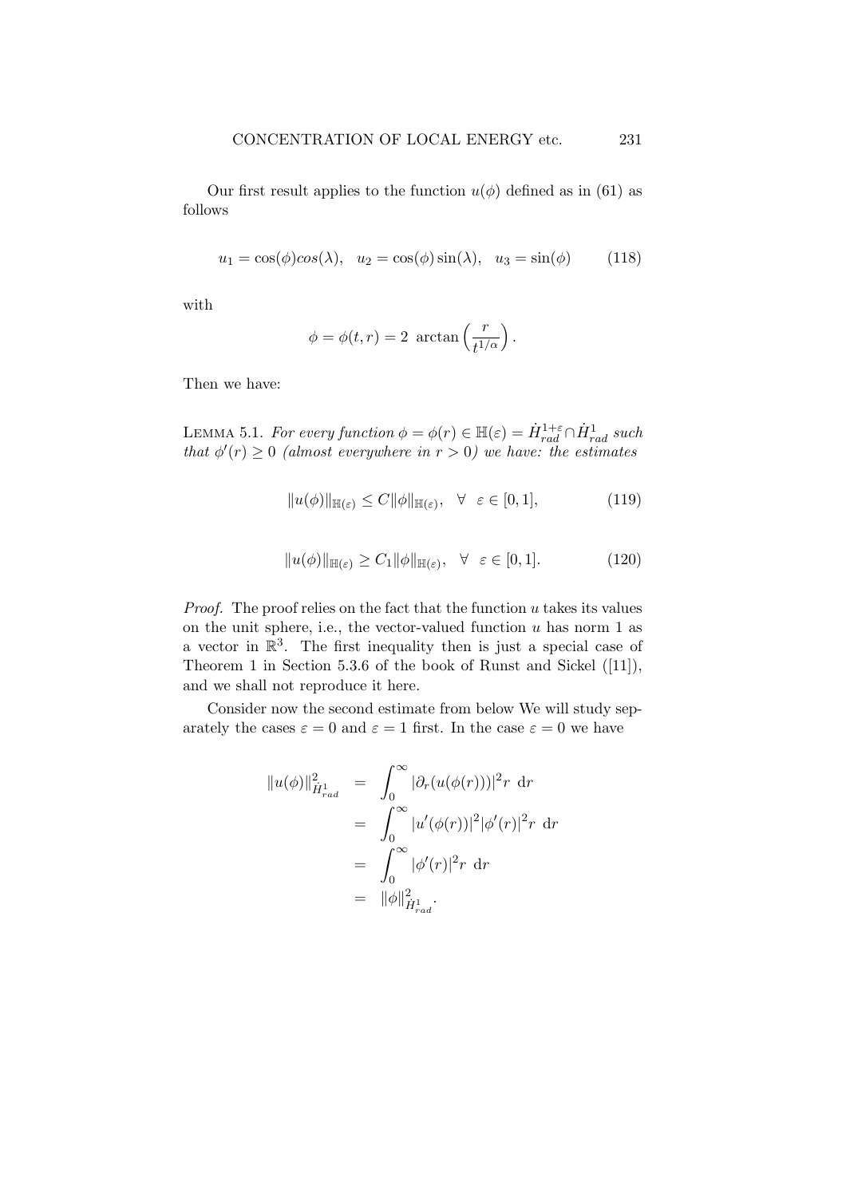Our first result applies to the function $u(\phi)$ defined as in (61) as follows

$$u_1 = \cos(\phi) cos(\lambda), \quad u_2 = \cos(\phi)\sin(\lambda), \quad u_3 = \sin(\phi) \tag{118}$$

with

$$\phi = \phi(t,r) = 2 \ \arctan\left(\frac{r}{t^{1/\alpha}}\right).$$

Then we have:

LEMMA 5.1. *For every function $\phi = \phi(r) \in \mathbb{H}(\varepsilon) = \dot{H}^{1+\varepsilon}_{rad} \cap \dot{H}^1_{rad}$ such that $\phi'(r) \geq 0$ (almost everywhere in $r > 0$) we have: the estimates*

$$\|u(\phi)\|_{\mathbb{H}(\varepsilon)} \leq C \|\phi\|_{\mathbb{H}(\varepsilon)}, \quad \forall \ \ \varepsilon \in [0,1], \tag{119}$$

$$\|u(\phi)\|_{\mathbb{H}(\varepsilon)} \geq C_1 \|\phi\|_{\mathbb{H}(\varepsilon)}, \quad \forall \ \ \varepsilon \in [0,1]. \tag{120}$$

*Proof.* The proof relies on the fact that the function $u$ takes its values on the unit sphere, i.e., the vector-valued function $u$ has norm 1 as a vector in $\mathbb{R}^3$. The first inequality then is just a special case of Theorem 1 in Section 5.3.6 of the book of Runst and Sickel ([11]), and we shall not reproduce it here.

Consider now the second estimate from below We will study separately the cases $\varepsilon = 0$ and $\varepsilon = 1$ first. In the case $\varepsilon = 0$ we have

$$\begin{aligned}
\|u(\phi)\|^2_{\dot{H}^1_{rad}} &= \int_0^\infty |\partial_r(u(\phi(r)))|^2 r \ \mathrm{d}r \\
&= \int_0^\infty |u'(\phi(r))|^2 |\phi'(r)|^2 r \ \mathrm{d}r \\
&= \int_0^\infty |\phi'(r)|^2 r \ \mathrm{d}r \\
&= \|\phi\|^2_{\dot{H}^1_{rad}}.
\end{aligned}$$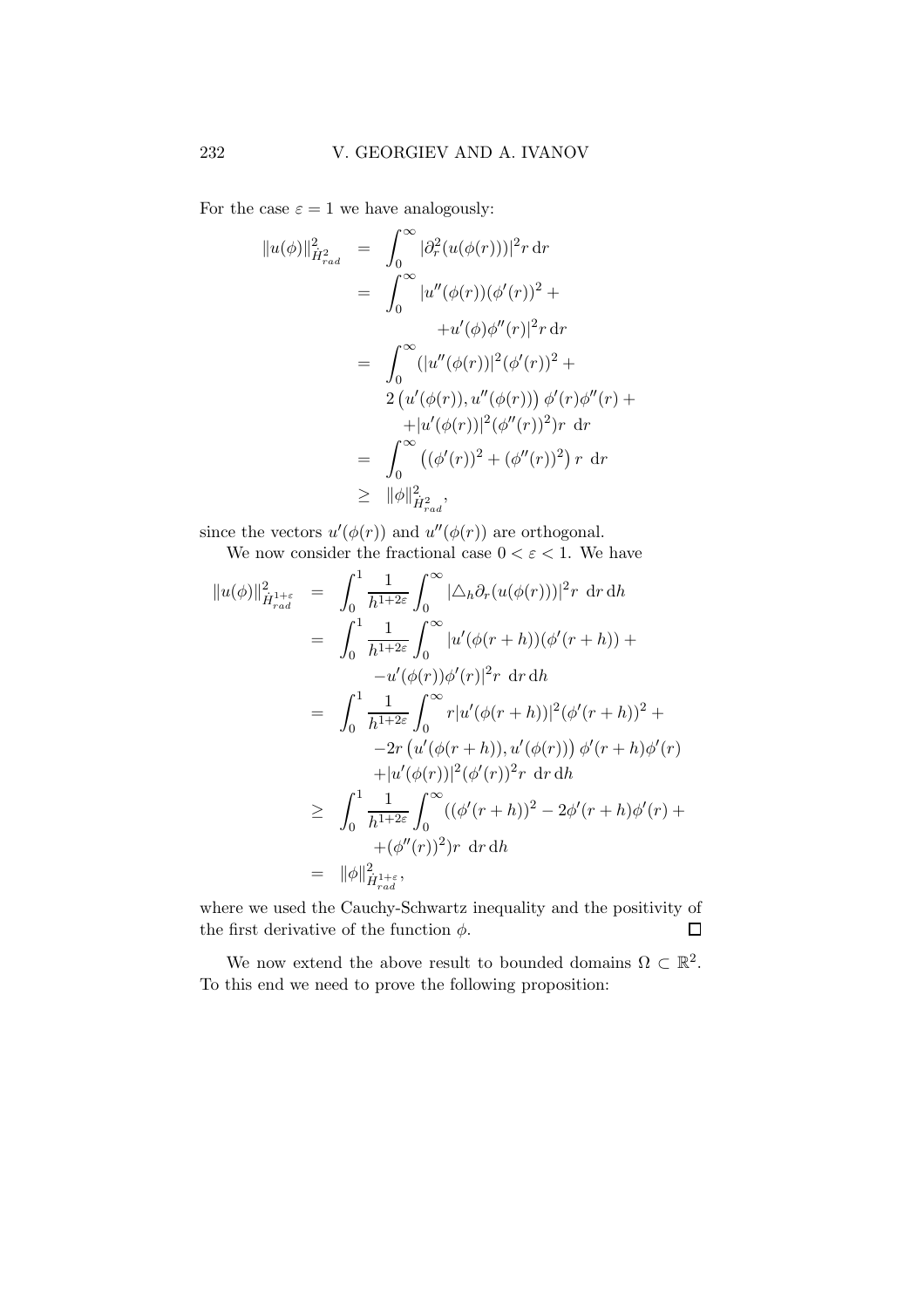For the case $\varepsilon = 1$ we have analogously:

$$
\begin{aligned}
\|u(\phi)\|^2_{\dot{H}^2_{rad}} &= \int_0^\infty |\partial_r^2(u(\phi(r)))|^2 r \,\mathrm{d}r \\
&= \int_0^\infty |u''(\phi(r))(\phi'(r))^2 + \\
&\qquad +u'(\phi)\phi''(r)|^2 r\,\mathrm{d}r \\
&= \int_0^\infty (|u''(\phi(r))|^2(\phi'(r))^2 + \\
&\qquad 2\left(u'(\phi(r)), u''(\phi(r))\right)\phi'(r)\phi''(r) + \\
&\qquad +|u'(\phi(r))|^2(\phi''(r))^2)r \;\mathrm{d}r \\
&= \int_0^\infty \left((\phi'(r))^2 + (\phi''(r))^2\right) r \;\mathrm{d}r \\
&\geq \|\phi\|^2_{\dot{H}^2_{rad}},
\end{aligned}
$$

since the vectors $u'(\phi(r))$ and $u''(\phi(r))$ are orthogonal.

We now consider the fractional case $0 < \varepsilon < 1$. We have

$$
\begin{aligned}
\|u(\phi)\|^2_{\dot{H}^{1+\varepsilon}_{rad}} &= \int_0^1 \frac{1}{h^{1+2\varepsilon}} \int_0^\infty |\triangle_h \partial_r(u(\phi(r)))|^2 r \;\mathrm{d}r\,\mathrm{d}h \\
&= \int_0^1 \frac{1}{h^{1+2\varepsilon}} \int_0^\infty |u'(\phi(r+h))(\phi'(r+h)) + \\
&\qquad -u'(\phi(r))\phi'(r)|^2 r \;\mathrm{d}r\,\mathrm{d}h \\
&= \int_0^1 \frac{1}{h^{1+2\varepsilon}} \int_0^\infty r|u'(\phi(r+h))|^2(\phi'(r+h))^2 + \\
&\qquad -2r\left(u'(\phi(r+h)), u'(\phi(r))\right)\phi'(r+h)\phi'(r) \\
&\qquad +|u'(\phi(r))|^2(\phi'(r))^2 r \;\mathrm{d}r\,\mathrm{d}h \\
&\geq \int_0^1 \frac{1}{h^{1+2\varepsilon}} \int_0^\infty ((\phi'(r+h))^2 - 2\phi'(r+h)\phi'(r) + \\
&\qquad +(\phi''(r))^2)r \;\mathrm{d}r\,\mathrm{d}h \\
&= \|\phi\|^2_{\dot{H}^{1+\varepsilon}_{rad}},
\end{aligned}
$$

where we used the Cauchy-Schwartz inequality and the positivity of the first derivative of the function $\phi$. $\square$

We now extend the above result to bounded domains $\Omega \subset \mathbb{R}^2$. To this end we need to prove the following proposition: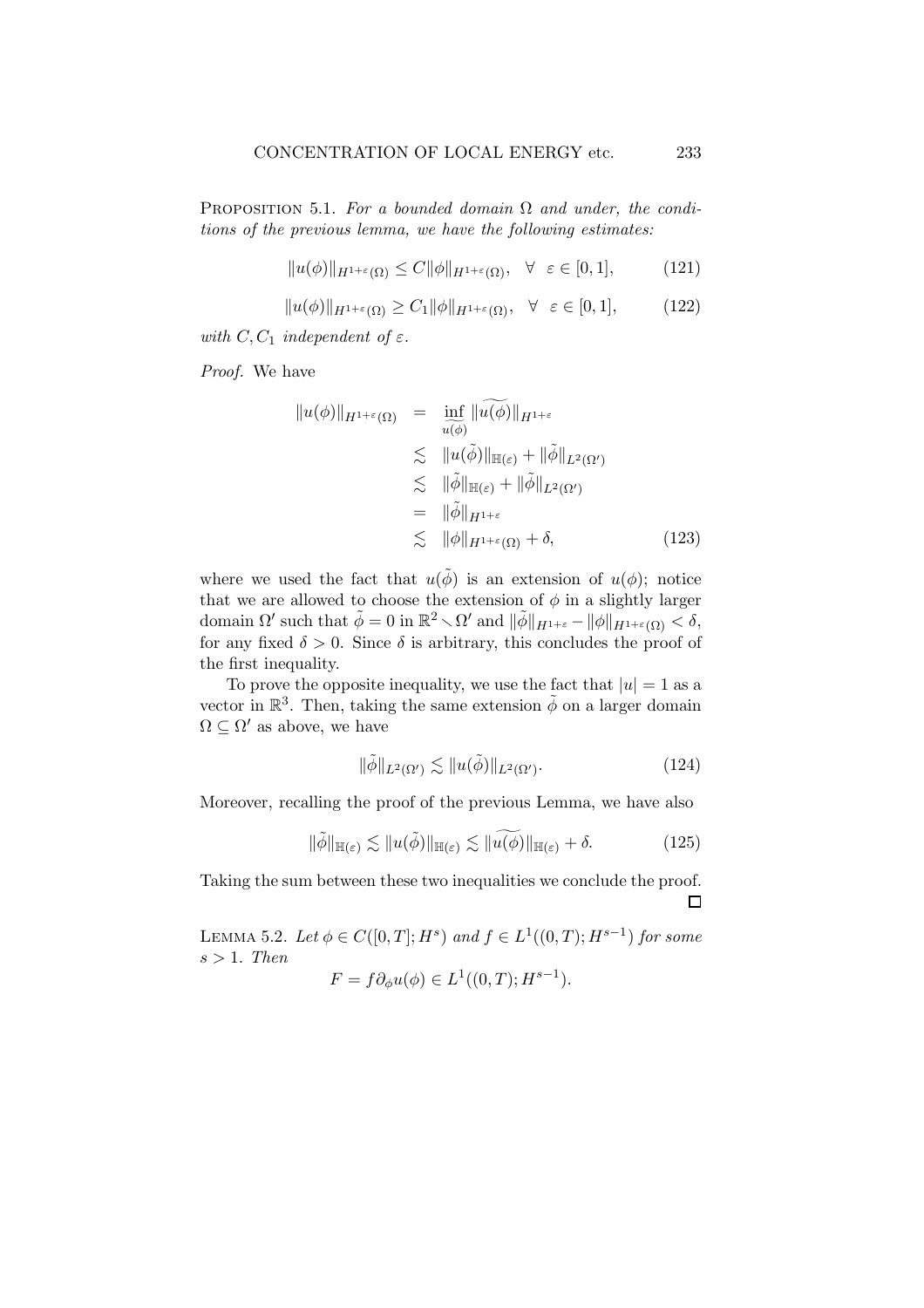Proposition 5.1. *For a bounded domain $\Omega$ and under, the conditions of the previous lemma, we have the following estimates:*

$$\|u(\phi)\|_{H^{1+\varepsilon}(\Omega)} \leq C\|\phi\|_{H^{1+\varepsilon}(\Omega)}, \quad \forall \ \varepsilon \in [0,1], \tag{121}$$

$$\|u(\phi)\|_{H^{1+\varepsilon}(\Omega)} \geq C_1\|\phi\|_{H^{1+\varepsilon}(\Omega)}, \quad \forall \ \varepsilon \in [0,1], \tag{122}$$

*with $C, C_1$ independent of $\varepsilon$.*

*Proof.* We have

$$\begin{aligned}
\|u(\phi)\|_{H^{1+\varepsilon}(\Omega)} &= \inf_{\widetilde{u(\phi)}} \|\widetilde{u(\phi)}\|_{H^{1+\varepsilon}} \\
&\lesssim \|u(\tilde{\phi})\|_{\mathbb{H}(\varepsilon)} + \|\tilde{\phi}\|_{L^2(\Omega')} \\
&\lesssim \|\tilde{\phi}\|_{\mathbb{H}(\varepsilon)} + \|\tilde{\phi}\|_{L^2(\Omega')} \\
&= \|\tilde{\phi}\|_{H^{1+\varepsilon}} \\
&\lesssim \|\phi\|_{H^{1+\varepsilon}(\Omega)} + \delta,
\end{aligned} \tag{123}$$

where we used the fact that $u(\tilde{\phi})$ is an extension of $u(\phi)$; notice that we are allowed to choose the extension of $\phi$ in a slightly larger domain $\Omega'$ such that $\tilde{\phi} = 0$ in $\mathbb{R}^2 \setminus \Omega'$ and $\|\tilde{\phi}\|_{H^{1+\varepsilon}} - \|\phi\|_{H^{1+\varepsilon}(\Omega)} < \delta$, for any fixed $\delta > 0$. Since $\delta$ is arbitrary, this concludes the proof of the first inequality.

To prove the opposite inequality, we use the fact that $|u| = 1$ as a vector in $\mathbb{R}^3$. Then, taking the same extension $\tilde{\phi}$ on a larger domain $\Omega \subseteq \Omega'$ as above, we have

$$\|\tilde{\phi}\|_{L^2(\Omega')} \lesssim \|u(\tilde{\phi})\|_{L^2(\Omega')}. \tag{124}$$

Moreover, recalling the proof of the previous Lemma, we have also

$$\|\tilde{\phi}\|_{\mathbb{H}(\varepsilon)} \lesssim \|u(\tilde{\phi})\|_{\mathbb{H}(\varepsilon)} \lesssim \|\widetilde{u(\phi)}\|_{\mathbb{H}(\varepsilon)} + \delta. \tag{125}$$

Taking the sum between these two inequalities we conclude the proof. ∎

Lemma 5.2. *Let $\phi \in C([0,T]; H^s)$ and $f \in L^1((0,T); H^{s-1})$ for some $s > 1$. Then*

$$F = f\partial_\phi u(\phi) \in L^1((0,T); H^{s-1}).$$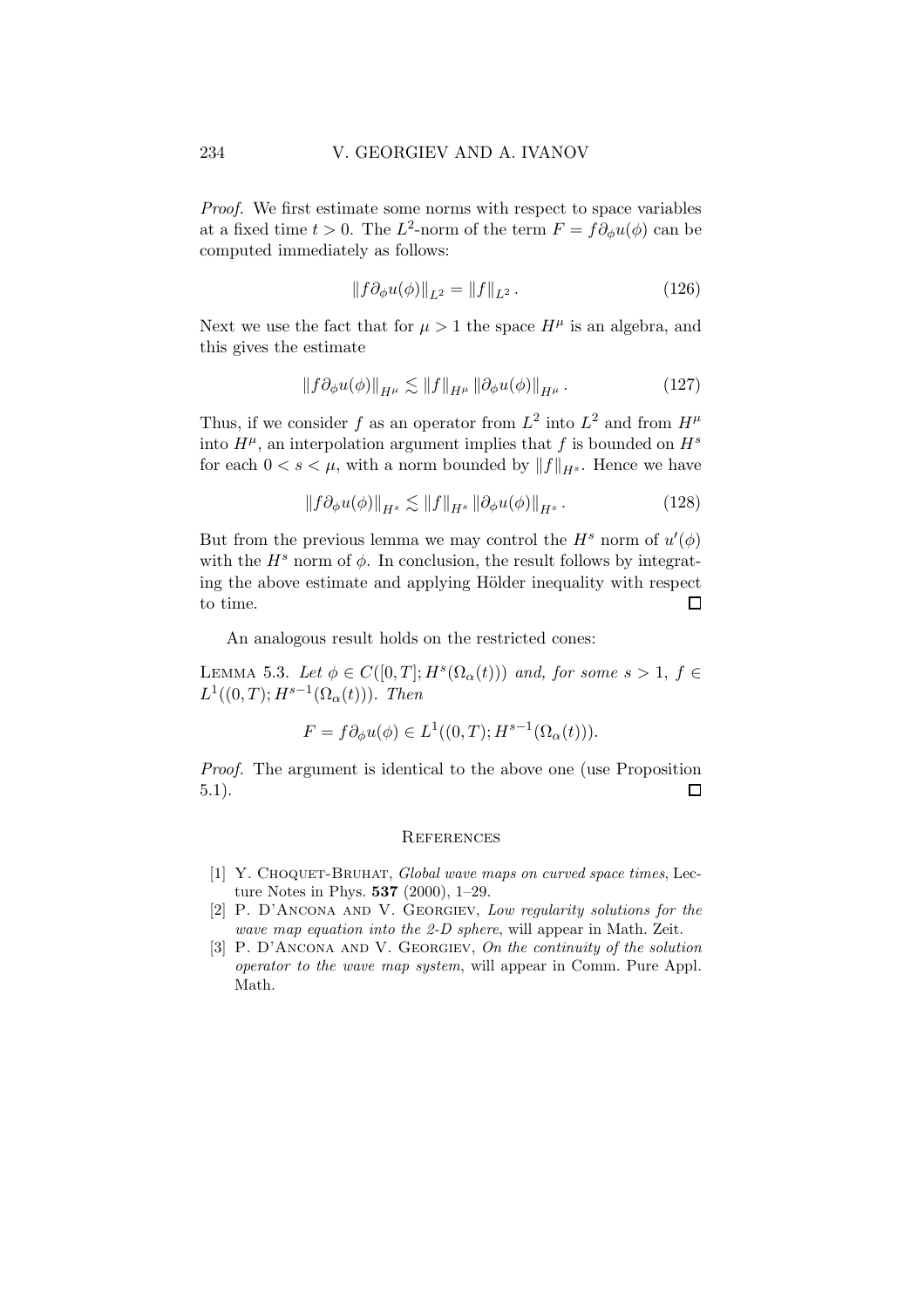*Proof.* We first estimate some norms with respect to space variables at a fixed time $t > 0$. The $L^2$-norm of the term $F = f\partial_\phi u(\phi)$ can be computed immediately as follows:

$$\|f\partial_\phi u(\phi)\|_{L^2} = \|f\|_{L^2}. \tag{126}$$

Next we use the fact that for $\mu > 1$ the space $H^\mu$ is an algebra, and this gives the estimate

$$\|f\partial_\phi u(\phi)\|_{H^\mu} \lesssim \|f\|_{H^\mu} \|\partial_\phi u(\phi)\|_{H^\mu}. \tag{127}$$

Thus, if we consider $f$ as an operator from $L^2$ into $L^2$ and from $H^\mu$ into $H^\mu$, an interpolation argument implies that $f$ is bounded on $H^s$ for each $0 < s < \mu$, with a norm bounded by $\|f\|_{H^s}$. Hence we have

$$\|f\partial_\phi u(\phi)\|_{H^s} \lesssim \|f\|_{H^s} \|\partial_\phi u(\phi)\|_{H^s}. \tag{128}$$

But from the previous lemma we may control the $H^s$ norm of $u'(\phi)$ with the $H^s$ norm of $\phi$. In conclusion, the result follows by integrating the above estimate and applying Hölder inequality with respect to time. □

An analogous result holds on the restricted cones:

**Lemma 5.3.** *Let $\phi \in C([0,T]; H^s(\Omega_\alpha(t)))$ and, for some $s > 1$, $f \in L^1((0,T); H^{s-1}(\Omega_\alpha(t)))$. Then*

$$F = f\partial_\phi u(\phi) \in L^1((0,T); H^{s-1}(\Omega_\alpha(t))).$$

*Proof.* The argument is identical to the above one (use Proposition 5.1). □

## References

[1] Y. Choquet-Bruhat, *Global wave maps on curved space times*, Lecture Notes in Phys. **537** (2000), 1–29.

[2] P. D'Ancona and V. Georgiev, *Low regularity solutions for the wave map equation into the 2-D sphere*, will appear in Math. Zeit.

[3] P. D'Ancona and V. Georgiev, *On the continuity of the solution operator to the wave map system*, will appear in Comm. Pure Appl. Math.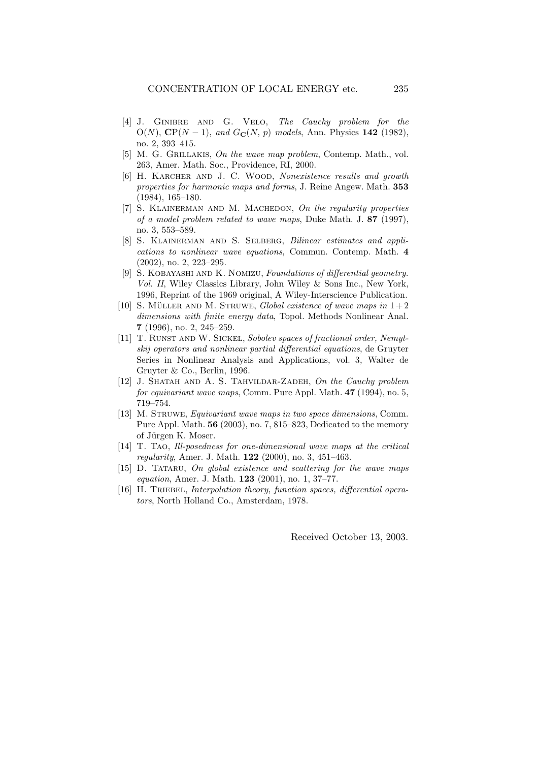[4] J. Ginibre and G. Velo, *The Cauchy problem for the* $\mathrm{O}(N)$, $\mathbf{C}\mathrm{P}(N-1)$, *and* $G_{\mathbf{C}}(N,\,p)$ *models*, Ann. Physics **142** (1982), no. 2, 393–415.

[5] M. G. Grillakis, *On the wave map problem*, Contemp. Math., vol. 263, Amer. Math. Soc., Providence, RI, 2000.

[6] H. Karcher and J. C. Wood, *Nonexistence results and growth properties for harmonic maps and forms*, J. Reine Angew. Math. **353** (1984), 165–180.

[7] S. Klainerman and M. Machedon, *On the regularity properties of a model problem related to wave maps*, Duke Math. J. **87** (1997), no. 3, 553–589.

[8] S. Klainerman and S. Selberg, *Bilinear estimates and applications to nonlinear wave equations*, Commun. Contemp. Math. **4** (2002), no. 2, 223–295.

[9] S. Kobayashi and K. Nomizu, *Foundations of differential geometry. Vol. II*, Wiley Classics Library, John Wiley & Sons Inc., New York, 1996, Reprint of the 1969 original, A Wiley-Interscience Publication.

[10] S. Müller and M. Struwe, *Global existence of wave maps in* $1+2$ *dimensions with finite energy data*, Topol. Methods Nonlinear Anal. **7** (1996), no. 2, 245–259.

[11] T. Runst and W. Sickel, *Sobolev spaces of fractional order, Nemytskij operators and nonlinear partial differential equations*, de Gruyter Series in Nonlinear Analysis and Applications, vol. 3, Walter de Gruyter & Co., Berlin, 1996.

[12] J. Shatah and A. S. Tahvildar-Zadeh, *On the Cauchy problem for equivariant wave maps*, Comm. Pure Appl. Math. **47** (1994), no. 5, 719–754.

[13] M. Struwe, *Equivariant wave maps in two space dimensions*, Comm. Pure Appl. Math. **56** (2003), no. 7, 815–823, Dedicated to the memory of Jürgen K. Moser.

[14] T. Tao, *Ill-posedness for one-dimensional wave maps at the critical regularity*, Amer. J. Math. **122** (2000), no. 3, 451–463.

[15] D. Tataru, *On global existence and scattering for the wave maps equation*, Amer. J. Math. **123** (2001), no. 1, 37–77.

[16] H. Triebel, *Interpolation theory, function spaces, differential operators*, North Holland Co., Amsterdam, 1978.

Received October 13, 2003.